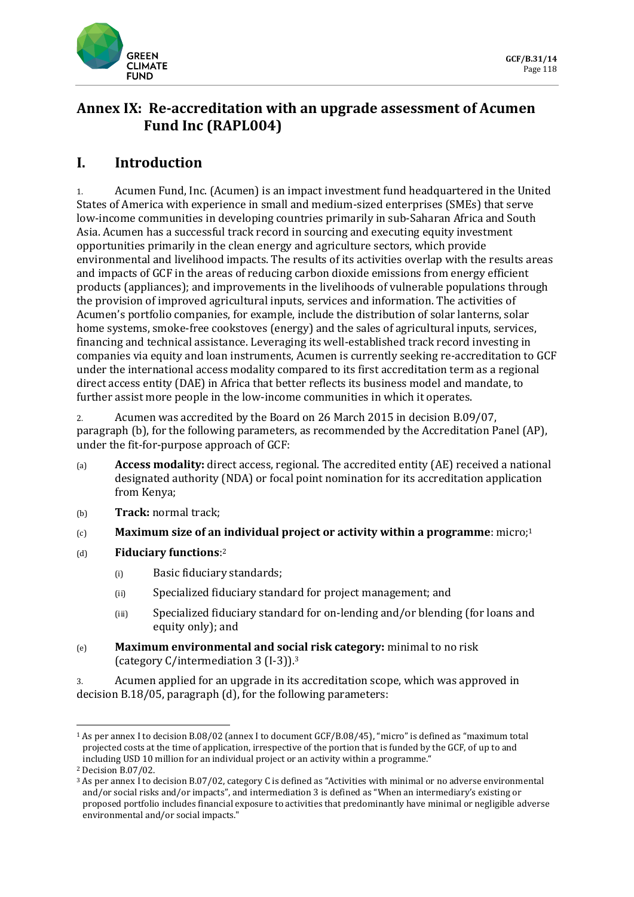# Annex IX: Re-accreditation with an upgrade assessment of Acumen Fund Inc (RAPL004)

## I. Introduction

1. Acumen Fund, Inc. (Acumen) is an impact investment fund headquartered in the United States of America with experience in small and medium-sized enterprises (SMEs) that serve low-income communities in developing countries primarily in sub-Saharan Africa and South Asia. Acumen has a successful track record in sourcing and executing equity investment opportunities primarily in the clean energy and agriculture sectors, which provide environmental and livelihood impacts. The results of its activities overlap with the results areas and impacts of GCF in the areas of reducing carbon dioxide emissions from energy efficient products (appliances); and improvements in the livelihoods of vulnerable populations through the provision of improved agricultural inputs, services and information. The activities of Acumen's portfolio companies, for example, include the distribution of solar lanterns, solar home systems, smoke-free cookstoves (energy) and the sales of agricultural inputs, services, financing and technical assistance. Leveraging its well-established track record investing in companies via equity and loan instruments, Acumen is currently seeking re-accreditation to GCF under the international access modality compared to its first accreditation term as a regional direct access entity (DAE) in Africa that better reflects its business model and mandate, to further assist more people in the low-income communities in which it operates.

2. Acumen was accredited by the Board on 26 March 2015 in decision B.09/07, paragraph (b), for the following parameters, as recommended by the Accreditation Panel (AP), under the fit-for-purpose approach of GCF:

(a) **Access modality:** direct access, regional. The accredited entity (AE) received a national designated authority (NDA) or focal point nomination for its accreditation application from Kenya;

(b) **Track:** normal track;

(c) **Maximum size of an individual project or activity within a programme**: micro;[1]

(d) **Fiduciary functions**:[2]

  (i) Basic fiduciary standards;

  (ii) Specialized fiduciary standard for project management; and

  (iii) Specialized fiduciary standard for on-lending and/or blending (for loans and equity only); and

(e) **Maximum environmental and social risk category:** minimal to no risk (category C/intermediation 3 (I-3)).[3]

3. Acumen applied for an upgrade in its accreditation scope, which was approved in decision B.18/05, paragraph (d), for the following parameters:

---

[1] As per annex I to decision B.08/02 (annex I to document GCF/B.08/45), "micro" is defined as "maximum total projected costs at the time of application, irrespective of the portion that is funded by the GCF, of up to and including USD 10 million for an individual project or an activity within a programme."

[2] Decision B.07/02.

[3] As per annex I to decision B.07/02, category C is defined as "Activities with minimal or no adverse environmental and/or social risks and/or impacts", and intermediation 3 is defined as "When an intermediary's existing or proposed portfolio includes financial exposure to activities that predominantly have minimal or negligible adverse environmental and/or social impacts."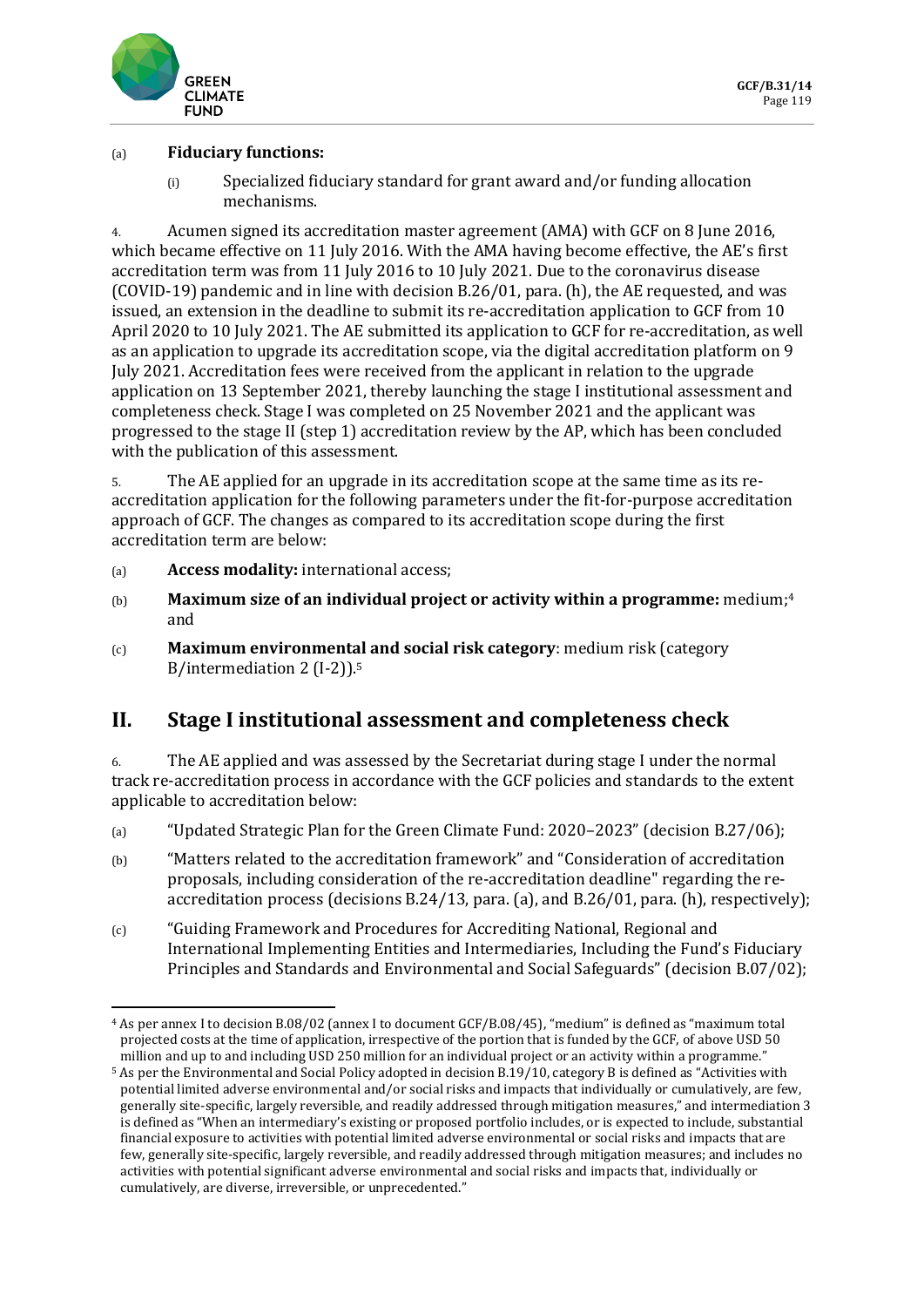(a) **Fiduciary functions:**

  (i) Specialized fiduciary standard for grant award and/or funding allocation mechanisms.

4. Acumen signed its accreditation master agreement (AMA) with GCF on 8 June 2016, which became effective on 11 July 2016. With the AMA having become effective, the AE's first accreditation term was from 11 July 2016 to 10 July 2021. Due to the coronavirus disease (COVID-19) pandemic and in line with decision B.26/01, para. (h), the AE requested, and was issued, an extension in the deadline to submit its re-accreditation application to GCF from 10 April 2020 to 10 July 2021. The AE submitted its application to GCF for re-accreditation, as well as an application to upgrade its accreditation scope, via the digital accreditation platform on 9 July 2021. Accreditation fees were received from the applicant in relation to the upgrade application on 13 September 2021, thereby launching the stage I institutional assessment and completeness check. Stage I was completed on 25 November 2021 and the applicant was progressed to the stage II (step 1) accreditation review by the AP, which has been concluded with the publication of this assessment.

5. The AE applied for an upgrade in its accreditation scope at the same time as its re-accreditation application for the following parameters under the fit-for-purpose accreditation approach of GCF. The changes as compared to its accreditation scope during the first accreditation term are below:

(a) **Access modality:** international access;

(b) **Maximum size of an individual project or activity within a programme:** medium;[4] and

(c) **Maximum environmental and social risk category**: medium risk (category B/intermediation 2 (I-2)).[5]

## II. Stage I institutional assessment and completeness check

6. The AE applied and was assessed by the Secretariat during stage I under the normal track re-accreditation process in accordance with the GCF policies and standards to the extent applicable to accreditation below:

(a) "Updated Strategic Plan for the Green Climate Fund: 2020–2023" (decision B.27/06);

(b) "Matters related to the accreditation framework" and "Consideration of accreditation proposals, including consideration of the re-accreditation deadline" regarding the re-accreditation process (decisions B.24/13, para. (a), and B.26/01, para. (h), respectively);

(c) "Guiding Framework and Procedures for Accrediting National, Regional and International Implementing Entities and Intermediaries, Including the Fund's Fiduciary Principles and Standards and Environmental and Social Safeguards" (decision B.07/02);

---

[4] As per annex I to decision B.08/02 (annex I to document GCF/B.08/45), "medium" is defined as "maximum total projected costs at the time of application, irrespective of the portion that is funded by the GCF, of above USD 50 million and up to and including USD 250 million for an individual project or an activity within a programme."

[5] As per the Environmental and Social Policy adopted in decision B.19/10, category B is defined as "Activities with potential limited adverse environmental and/or social risks and impacts that individually or cumulatively, are few, generally site-specific, largely reversible, and readily addressed through mitigation measures," and intermediation 3 is defined as "When an intermediary's existing or proposed portfolio includes, or is expected to include, substantial financial exposure to activities with potential limited adverse environmental or social risks and impacts that are few, generally site-specific, largely reversible, and readily addressed through mitigation measures; and includes no activities with potential significant adverse environmental and social risks and impacts that, individually or cumulatively, are diverse, irreversible, or unprecedented."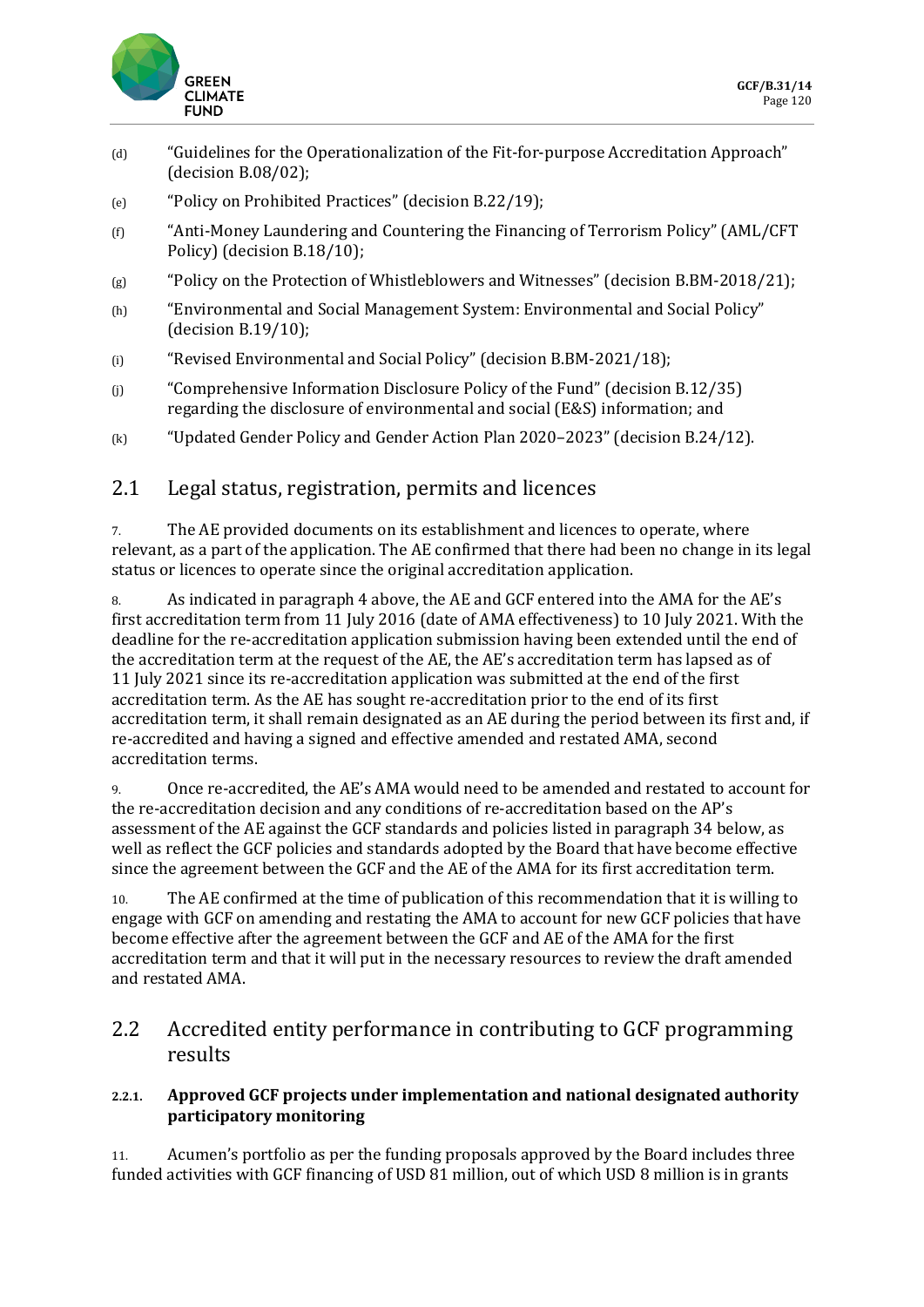(d) "Guidelines for the Operationalization of the Fit-for-purpose Accreditation Approach" (decision B.08/02);

(e) "Policy on Prohibited Practices" (decision B.22/19);

(f) "Anti-Money Laundering and Countering the Financing of Terrorism Policy" (AML/CFT Policy) (decision B.18/10);

(g) "Policy on the Protection of Whistleblowers and Witnesses" (decision B.BM-2018/21);

(h) "Environmental and Social Management System: Environmental and Social Policy" (decision B.19/10);

(i) "Revised Environmental and Social Policy" (decision B.BM-2021/18);

(j) "Comprehensive Information Disclosure Policy of the Fund" (decision B.12/35) regarding the disclosure of environmental and social (E&S) information; and

(k) "Updated Gender Policy and Gender Action Plan 2020–2023" (decision B.24/12).

## 2.1 Legal status, registration, permits and licences

7. The AE provided documents on its establishment and licences to operate, where relevant, as a part of the application. The AE confirmed that there had been no change in its legal status or licences to operate since the original accreditation application.

8. As indicated in paragraph 4 above, the AE and GCF entered into the AMA for the AE's first accreditation term from 11 July 2016 (date of AMA effectiveness) to 10 July 2021. With the deadline for the re-accreditation application submission having been extended until the end of the accreditation term at the request of the AE, the AE's accreditation term has lapsed as of 11 July 2021 since its re-accreditation application was submitted at the end of the first accreditation term. As the AE has sought re-accreditation prior to the end of its first accreditation term, it shall remain designated as an AE during the period between its first and, if re-accredited and having a signed and effective amended and restated AMA, second accreditation terms.

9. Once re-accredited, the AE's AMA would need to be amended and restated to account for the re-accreditation decision and any conditions of re-accreditation based on the AP's assessment of the AE against the GCF standards and policies listed in paragraph 34 below, as well as reflect the GCF policies and standards adopted by the Board that have become effective since the agreement between the GCF and the AE of the AMA for its first accreditation term.

10. The AE confirmed at the time of publication of this recommendation that it is willing to engage with GCF on amending and restating the AMA to account for new GCF policies that have become effective after the agreement between the GCF and AE of the AMA for the first accreditation term and that it will put in the necessary resources to review the draft amended and restated AMA.

## 2.2 Accredited entity performance in contributing to GCF programming results

### 2.2.1. Approved GCF projects under implementation and national designated authority participatory monitoring

11. Acumen's portfolio as per the funding proposals approved by the Board includes three funded activities with GCF financing of USD 81 million, out of which USD 8 million is in grants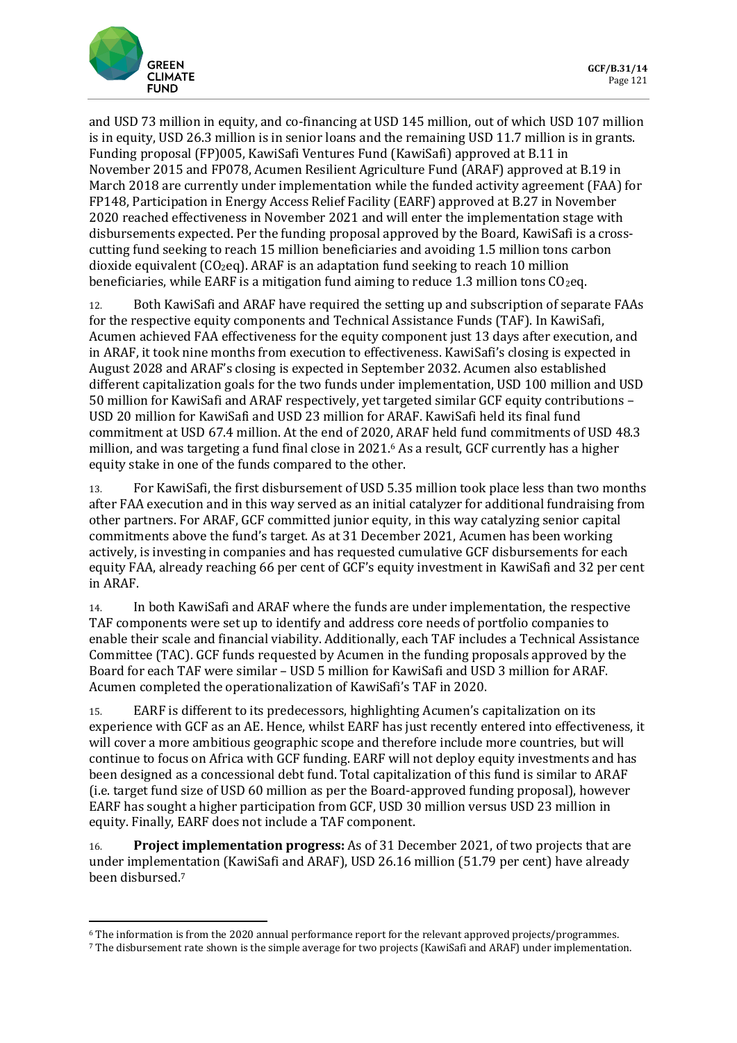and USD 73 million in equity, and co-financing at USD 145 million, out of which USD 107 million is in equity, USD 26.3 million is in senior loans and the remaining USD 11.7 million is in grants. Funding proposal (FP)005, KawiSafi Ventures Fund (KawiSafi) approved at B.11 in November 2015 and FP078, Acumen Resilient Agriculture Fund (ARAF) approved at B.19 in March 2018 are currently under implementation while the funded activity agreement (FAA) for FP148, Participation in Energy Access Relief Facility (EARF) approved at B.27 in November 2020 reached effectiveness in November 2021 and will enter the implementation stage with disbursements expected. Per the funding proposal approved by the Board, KawiSafi is a cross-cutting fund seeking to reach 15 million beneficiaries and avoiding 1.5 million tons carbon dioxide equivalent ($CO_2eq$). ARAF is an adaptation fund seeking to reach 10 million beneficiaries, while EARF is a mitigation fund aiming to reduce 1.3 million tons $CO_2eq$.

12. Both KawiSafi and ARAF have required the setting up and subscription of separate FAAs for the respective equity components and Technical Assistance Funds (TAF). In KawiSafi, Acumen achieved FAA effectiveness for the equity component just 13 days after execution, and in ARAF, it took nine months from execution to effectiveness. KawiSafi's closing is expected in August 2028 and ARAF's closing is expected in September 2032. Acumen also established different capitalization goals for the two funds under implementation, USD 100 million and USD 50 million for KawiSafi and ARAF respectively, yet targeted similar GCF equity contributions – USD 20 million for KawiSafi and USD 23 million for ARAF. KawiSafi held its final fund commitment at USD 67.4 million. At the end of 2020, ARAF held fund commitments of USD 48.3 million, and was targeting a fund final close in 2021.[6] As a result, GCF currently has a higher equity stake in one of the funds compared to the other.

13. For KawiSafi, the first disbursement of USD 5.35 million took place less than two months after FAA execution and in this way served as an initial catalyzer for additional fundraising from other partners. For ARAF, GCF committed junior equity, in this way catalyzing senior capital commitments above the fund's target. As at 31 December 2021, Acumen has been working actively, is investing in companies and has requested cumulative GCF disbursements for each equity FAA, already reaching 66 per cent of GCF's equity investment in KawiSafi and 32 per cent in ARAF.

14. In both KawiSafi and ARAF where the funds are under implementation, the respective TAF components were set up to identify and address core needs of portfolio companies to enable their scale and financial viability. Additionally, each TAF includes a Technical Assistance Committee (TAC). GCF funds requested by Acumen in the funding proposals approved by the Board for each TAF were similar – USD 5 million for KawiSafi and USD 3 million for ARAF. Acumen completed the operationalization of KawiSafi's TAF in 2020.

15. EARF is different to its predecessors, highlighting Acumen's capitalization on its experience with GCF as an AE. Hence, whilst EARF has just recently entered into effectiveness, it will cover a more ambitious geographic scope and therefore include more countries, but will continue to focus on Africa with GCF funding. EARF will not deploy equity investments and has been designed as a concessional debt fund. Total capitalization of this fund is similar to ARAF (i.e. target fund size of USD 60 million as per the Board-approved funding proposal), however EARF has sought a higher participation from GCF, USD 30 million versus USD 23 million in equity. Finally, EARF does not include a TAF component.

16. **Project implementation progress:** As of 31 December 2021, of two projects that are under implementation (KawiSafi and ARAF), USD 26.16 million (51.79 per cent) have already been disbursed.[7]

[6] The information is from the 2020 annual performance report for the relevant approved projects/programmes.

[7] The disbursement rate shown is the simple average for two projects (KawiSafi and ARAF) under implementation.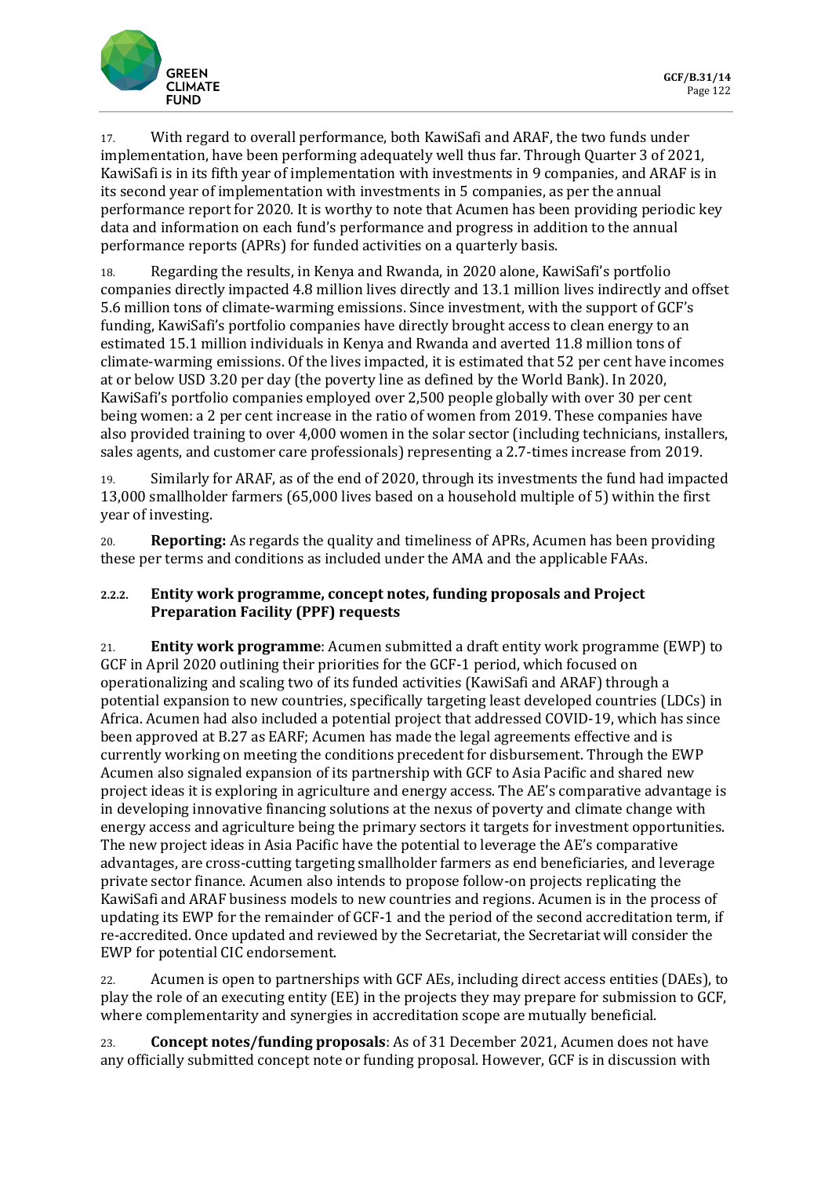17. With regard to overall performance, both KawiSafi and ARAF, the two funds under implementation, have been performing adequately well thus far. Through Quarter 3 of 2021, KawiSafi is in its fifth year of implementation with investments in 9 companies, and ARAF is in its second year of implementation with investments in 5 companies, as per the annual performance report for 2020. It is worthy to note that Acumen has been providing periodic key data and information on each fund's performance and progress in addition to the annual performance reports (APRs) for funded activities on a quarterly basis.

18. Regarding the results, in Kenya and Rwanda, in 2020 alone, KawiSafi's portfolio companies directly impacted 4.8 million lives directly and 13.1 million lives indirectly and offset 5.6 million tons of climate-warming emissions. Since investment, with the support of GCF's funding, KawiSafi's portfolio companies have directly brought access to clean energy to an estimated 15.1 million individuals in Kenya and Rwanda and averted 11.8 million tons of climate-warming emissions. Of the lives impacted, it is estimated that 52 per cent have incomes at or below USD 3.20 per day (the poverty line as defined by the World Bank). In 2020, KawiSafi's portfolio companies employed over 2,500 people globally with over 30 per cent being women: a 2 per cent increase in the ratio of women from 2019. These companies have also provided training to over 4,000 women in the solar sector (including technicians, installers, sales agents, and customer care professionals) representing a 2.7-times increase from 2019.

19. Similarly for ARAF, as of the end of 2020, through its investments the fund had impacted 13,000 smallholder farmers (65,000 lives based on a household multiple of 5) within the first year of investing.

20. **Reporting:** As regards the quality and timeliness of APRs, Acumen has been providing these per terms and conditions as included under the AMA and the applicable FAAs.

#### 2.2.2. Entity work programme, concept notes, funding proposals and Project Preparation Facility (PPF) requests

21. **Entity work programme**: Acumen submitted a draft entity work programme (EWP) to GCF in April 2020 outlining their priorities for the GCF-1 period, which focused on operationalizing and scaling two of its funded activities (KawiSafi and ARAF) through a potential expansion to new countries, specifically targeting least developed countries (LDCs) in Africa. Acumen had also included a potential project that addressed COVID-19, which has since been approved at B.27 as EARF; Acumen has made the legal agreements effective and is currently working on meeting the conditions precedent for disbursement. Through the EWP Acumen also signaled expansion of its partnership with GCF to Asia Pacific and shared new project ideas it is exploring in agriculture and energy access. The AE's comparative advantage is in developing innovative financing solutions at the nexus of poverty and climate change with energy access and agriculture being the primary sectors it targets for investment opportunities. The new project ideas in Asia Pacific have the potential to leverage the AE's comparative advantages, are cross-cutting targeting smallholder farmers as end beneficiaries, and leverage private sector finance. Acumen also intends to propose follow-on projects replicating the KawiSafi and ARAF business models to new countries and regions. Acumen is in the process of updating its EWP for the remainder of GCF-1 and the period of the second accreditation term, if re-accredited. Once updated and reviewed by the Secretariat, the Secretariat will consider the EWP for potential CIC endorsement.

22. Acumen is open to partnerships with GCF AEs, including direct access entities (DAEs), to play the role of an executing entity (EE) in the projects they may prepare for submission to GCF, where complementarity and synergies in accreditation scope are mutually beneficial.

23. **Concept notes/funding proposals**: As of 31 December 2021, Acumen does not have any officially submitted concept note or funding proposal. However, GCF is in discussion with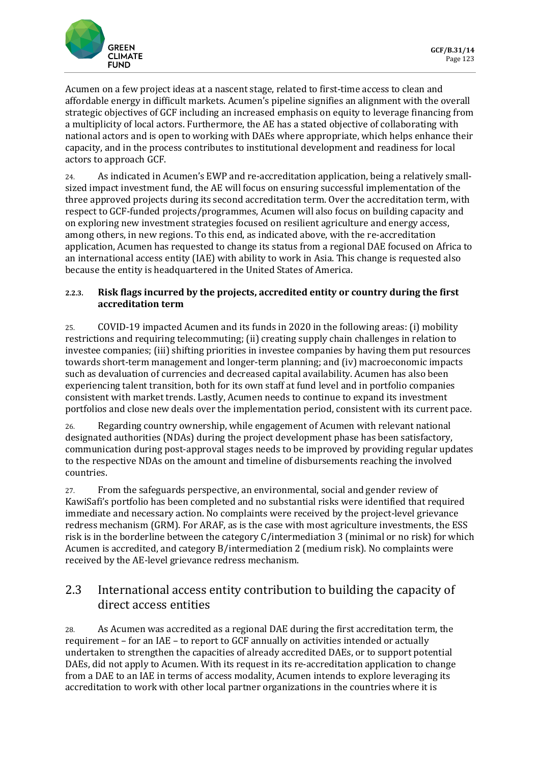Acumen on a few project ideas at a nascent stage, related to first-time access to clean and affordable energy in difficult markets. Acumen's pipeline signifies an alignment with the overall strategic objectives of GCF including an increased emphasis on equity to leverage financing from a multiplicity of local actors. Furthermore, the AE has a stated objective of collaborating with national actors and is open to working with DAEs where appropriate, which helps enhance their capacity, and in the process contributes to institutional development and readiness for local actors to approach GCF.

24. As indicated in Acumen's EWP and re-accreditation application, being a relatively small-sized impact investment fund, the AE will focus on ensuring successful implementation of the three approved projects during its second accreditation term. Over the accreditation term, with respect to GCF-funded projects/programmes, Acumen will also focus on building capacity and on exploring new investment strategies focused on resilient agriculture and energy access, among others, in new regions. To this end, as indicated above, with the re-accreditation application, Acumen has requested to change its status from a regional DAE focused on Africa to an international access entity (IAE) with ability to work in Asia. This change is requested also because the entity is headquartered in the United States of America.

#### 2.2.3. Risk flags incurred by the projects, accredited entity or country during the first accreditation term

25. COVID-19 impacted Acumen and its funds in 2020 in the following areas: (i) mobility restrictions and requiring telecommuting; (ii) creating supply chain challenges in relation to investee companies; (iii) shifting priorities in investee companies by having them put resources towards short-term management and longer-term planning; and (iv) macroeconomic impacts such as devaluation of currencies and decreased capital availability. Acumen has also been experiencing talent transition, both for its own staff at fund level and in portfolio companies consistent with market trends. Lastly, Acumen needs to continue to expand its investment portfolios and close new deals over the implementation period, consistent with its current pace.

26. Regarding country ownership, while engagement of Acumen with relevant national designated authorities (NDAs) during the project development phase has been satisfactory, communication during post-approval stages needs to be improved by providing regular updates to the respective NDAs on the amount and timeline of disbursements reaching the involved countries.

27. From the safeguards perspective, an environmental, social and gender review of KawiSafi's portfolio has been completed and no substantial risks were identified that required immediate and necessary action. No complaints were received by the project-level grievance redress mechanism (GRM). For ARAF, as is the case with most agriculture investments, the ESS risk is in the borderline between the category C/intermediation 3 (minimal or no risk) for which Acumen is accredited, and category B/intermediation 2 (medium risk). No complaints were received by the AE-level grievance redress mechanism.

## 2.3 International access entity contribution to building the capacity of direct access entities

28. As Acumen was accredited as a regional DAE during the first accreditation term, the requirement – for an IAE – to report to GCF annually on activities intended or actually undertaken to strengthen the capacities of already accredited DAEs, or to support potential DAEs, did not apply to Acumen. With its request in its re-accreditation application to change from a DAE to an IAE in terms of access modality, Acumen intends to explore leveraging its accreditation to work with other local partner organizations in the countries where it is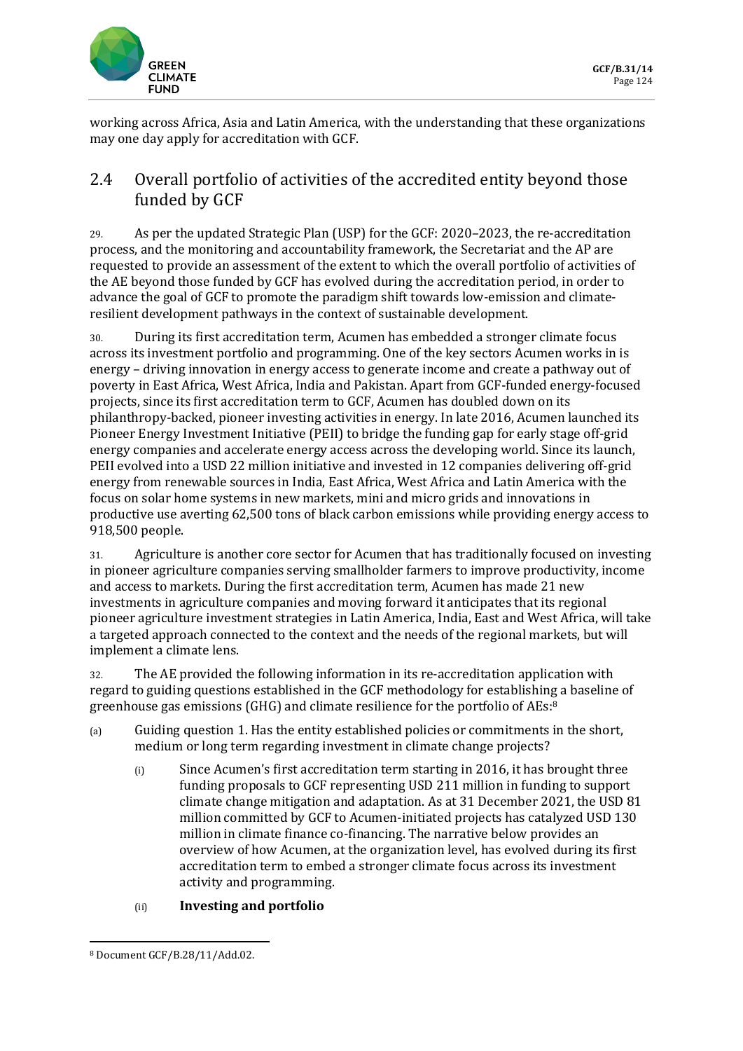working across Africa, Asia and Latin America, with the understanding that these organizations may one day apply for accreditation with GCF.

## 2.4 Overall portfolio of activities of the accredited entity beyond those funded by GCF

29. As per the updated Strategic Plan (USP) for the GCF: 2020–2023, the re-accreditation process, and the monitoring and accountability framework, the Secretariat and the AP are requested to provide an assessment of the extent to which the overall portfolio of activities of the AE beyond those funded by GCF has evolved during the accreditation period, in order to advance the goal of GCF to promote the paradigm shift towards low-emission and climate-resilient development pathways in the context of sustainable development.

30. During its first accreditation term, Acumen has embedded a stronger climate focus across its investment portfolio and programming. One of the key sectors Acumen works in is energy – driving innovation in energy access to generate income and create a pathway out of poverty in East Africa, West Africa, India and Pakistan. Apart from GCF-funded energy-focused projects, since its first accreditation term to GCF, Acumen has doubled down on its philanthropy-backed, pioneer investing activities in energy. In late 2016, Acumen launched its Pioneer Energy Investment Initiative (PEII) to bridge the funding gap for early stage off-grid energy companies and accelerate energy access across the developing world. Since its launch, PEII evolved into a USD 22 million initiative and invested in 12 companies delivering off-grid energy from renewable sources in India, East Africa, West Africa and Latin America with the focus on solar home systems in new markets, mini and micro grids and innovations in productive use averting 62,500 tons of black carbon emissions while providing energy access to 918,500 people.

31. Agriculture is another core sector for Acumen that has traditionally focused on investing in pioneer agriculture companies serving smallholder farmers to improve productivity, income and access to markets. During the first accreditation term, Acumen has made 21 new investments in agriculture companies and moving forward it anticipates that its regional pioneer agriculture investment strategies in Latin America, India, East and West Africa, will take a targeted approach connected to the context and the needs of the regional markets, but will implement a climate lens.

32. The AE provided the following information in its re-accreditation application with regard to guiding questions established in the GCF methodology for establishing a baseline of greenhouse gas emissions (GHG) and climate resilience for the portfolio of AEs:[8]

(a) Guiding question 1. Has the entity established policies or commitments in the short, medium or long term regarding investment in climate change projects?

  (i) Since Acumen's first accreditation term starting in 2016, it has brought three funding proposals to GCF representing USD 211 million in funding to support climate change mitigation and adaptation. As at 31 December 2021, the USD 81 million committed by GCF to Acumen-initiated projects has catalyzed USD 130 million in climate finance co-financing. The narrative below provides an overview of how Acumen, at the organization level, has evolved during its first accreditation term to embed a stronger climate focus across its investment activity and programming.

  (ii) **Investing and portfolio**

[8] Document GCF/B.28/11/Add.02.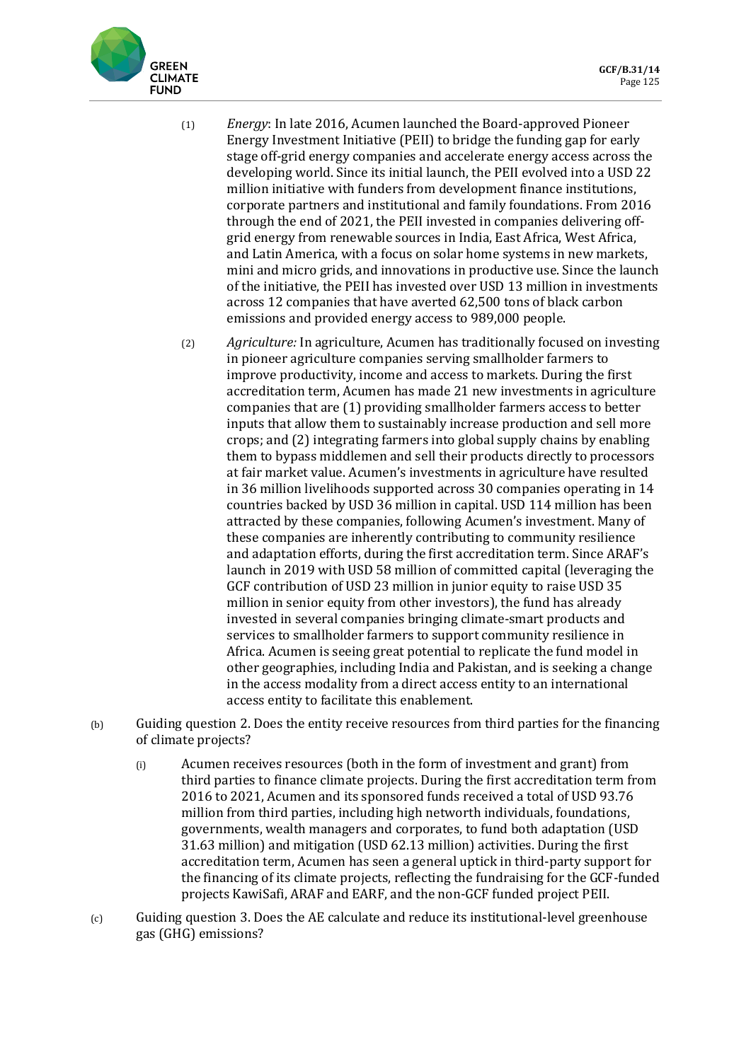(1) *Energy*: In late 2016, Acumen launched the Board-approved Pioneer Energy Investment Initiative (PEII) to bridge the funding gap for early stage off-grid energy companies and accelerate energy access across the developing world. Since its initial launch, the PEII evolved into a USD 22 million initiative with funders from development finance institutions, corporate partners and institutional and family foundations. From 2016 through the end of 2021, the PEII invested in companies delivering off-grid energy from renewable sources in India, East Africa, West Africa, and Latin America, with a focus on solar home systems in new markets, mini and micro grids, and innovations in productive use. Since the launch of the initiative, the PEII has invested over USD 13 million in investments across 12 companies that have averted 62,500 tons of black carbon emissions and provided energy access to 989,000 people.

(2) *Agriculture:* In agriculture, Acumen has traditionally focused on investing in pioneer agriculture companies serving smallholder farmers to improve productivity, income and access to markets. During the first accreditation term, Acumen has made 21 new investments in agriculture companies that are (1) providing smallholder farmers access to better inputs that allow them to sustainably increase production and sell more crops; and (2) integrating farmers into global supply chains by enabling them to bypass middlemen and sell their products directly to processors at fair market value. Acumen's investments in agriculture have resulted in 36 million livelihoods supported across 30 companies operating in 14 countries backed by USD 36 million in capital. USD 114 million has been attracted by these companies, following Acumen's investment. Many of these companies are inherently contributing to community resilience and adaptation efforts, during the first accreditation term. Since ARAF's launch in 2019 with USD 58 million of committed capital (leveraging the GCF contribution of USD 23 million in junior equity to raise USD 35 million in senior equity from other investors), the fund has already invested in several companies bringing climate-smart products and services to smallholder farmers to support community resilience in Africa. Acumen is seeing great potential to replicate the fund model in other geographies, including India and Pakistan, and is seeking a change in the access modality from a direct access entity to an international access entity to facilitate this enablement.

(b) Guiding question 2. Does the entity receive resources from third parties for the financing of climate projects?

(i) Acumen receives resources (both in the form of investment and grant) from third parties to finance climate projects. During the first accreditation term from 2016 to 2021, Acumen and its sponsored funds received a total of USD 93.76 million from third parties, including high networth individuals, foundations, governments, wealth managers and corporates, to fund both adaptation (USD 31.63 million) and mitigation (USD 62.13 million) activities. During the first accreditation term, Acumen has seen a general uptick in third-party support for the financing of its climate projects, reflecting the fundraising for the GCF-funded projects KawiSafi, ARAF and EARF, and the non-GCF funded project PEII.

(c) Guiding question 3. Does the AE calculate and reduce its institutional-level greenhouse gas (GHG) emissions?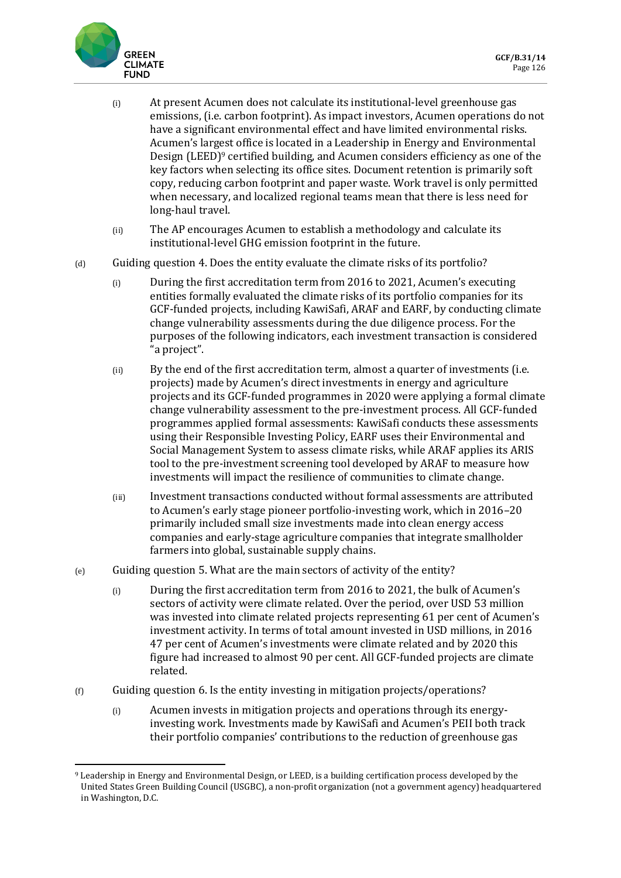(i) At present Acumen does not calculate its institutional-level greenhouse gas emissions, (i.e. carbon footprint). As impact investors, Acumen operations do not have a significant environmental effect and have limited environmental risks. Acumen's largest office is located in a Leadership in Energy and Environmental Design (LEED)[9] certified building, and Acumen considers efficiency as one of the key factors when selecting its office sites. Document retention is primarily soft copy, reducing carbon footprint and paper waste. Work travel is only permitted when necessary, and localized regional teams mean that there is less need for long-haul travel.

(ii) The AP encourages Acumen to establish a methodology and calculate its institutional-level GHG emission footprint in the future.

(d) Guiding question 4. Does the entity evaluate the climate risks of its portfolio?

(i) During the first accreditation term from 2016 to 2021, Acumen's executing entities formally evaluated the climate risks of its portfolio companies for its GCF-funded projects, including KawiSafi, ARAF and EARF, by conducting climate change vulnerability assessments during the due diligence process. For the purposes of the following indicators, each investment transaction is considered "a project".

(ii) By the end of the first accreditation term, almost a quarter of investments (i.e. projects) made by Acumen's direct investments in energy and agriculture projects and its GCF-funded programmes in 2020 were applying a formal climate change vulnerability assessment to the pre-investment process. All GCF-funded programmes applied formal assessments: KawiSafi conducts these assessments using their Responsible Investing Policy, EARF uses their Environmental and Social Management System to assess climate risks, while ARAF applies its ARIS tool to the pre-investment screening tool developed by ARAF to measure how investments will impact the resilience of communities to climate change.

(iii) Investment transactions conducted without formal assessments are attributed to Acumen's early stage pioneer portfolio-investing work, which in 2016–20 primarily included small size investments made into clean energy access companies and early-stage agriculture companies that integrate smallholder farmers into global, sustainable supply chains.

(e) Guiding question 5. What are the main sectors of activity of the entity?

(i) During the first accreditation term from 2016 to 2021, the bulk of Acumen's sectors of activity were climate related. Over the period, over USD 53 million was invested into climate related projects representing 61 per cent of Acumen's investment activity. In terms of total amount invested in USD millions, in 2016 47 per cent of Acumen's investments were climate related and by 2020 this figure had increased to almost 90 per cent. All GCF-funded projects are climate related.

(f) Guiding question 6. Is the entity investing in mitigation projects/operations?

(i) Acumen invests in mitigation projects and operations through its energy-investing work. Investments made by KawiSafi and Acumen's PEII both track their portfolio companies' contributions to the reduction of greenhouse gas

---

[9] Leadership in Energy and Environmental Design, or LEED, is a building certification process developed by the United States Green Building Council (USGBC), a non-profit organization (not a government agency) headquartered in Washington, D.C.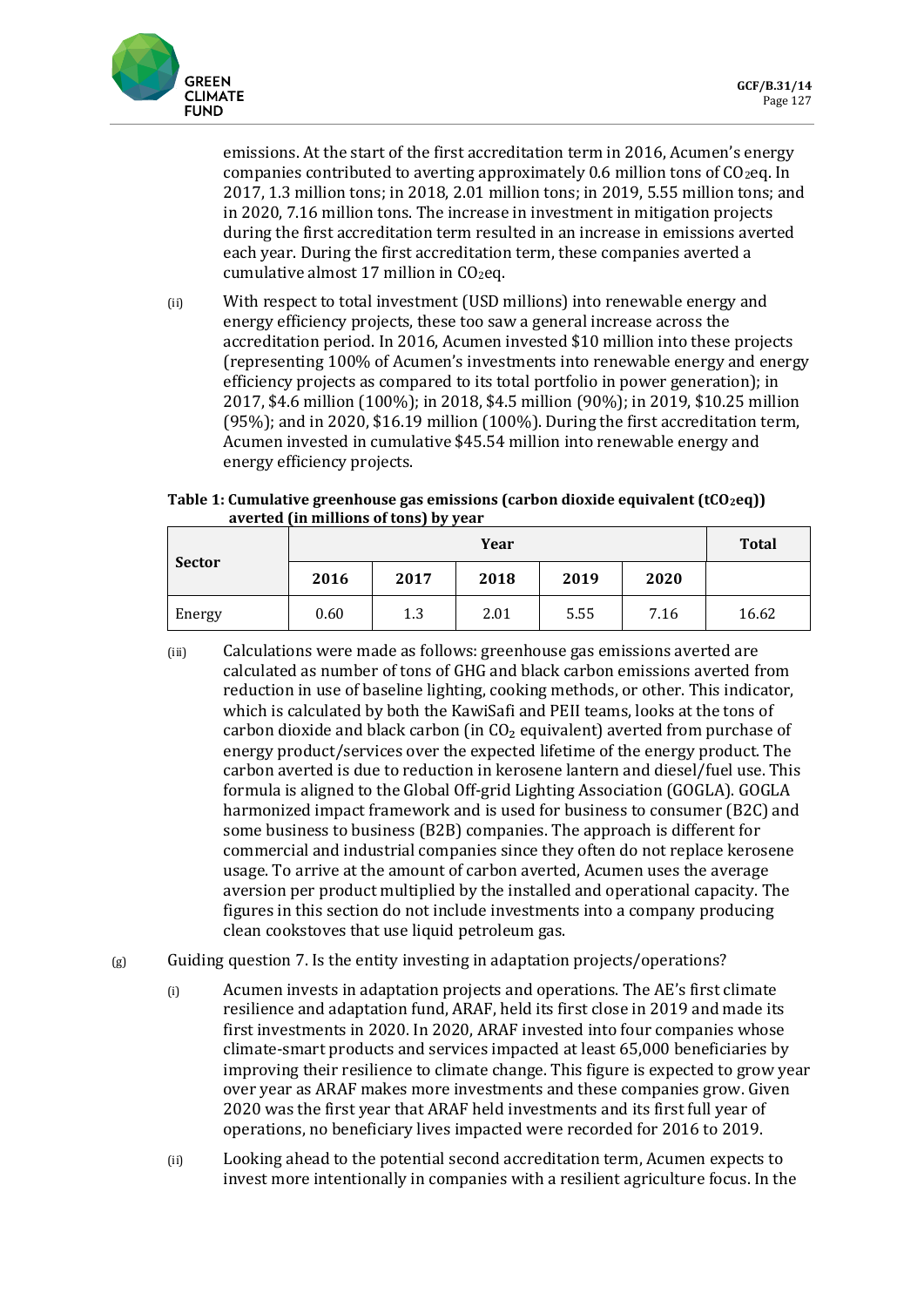emissions. At the start of the first accreditation term in 2016, Acumen's energy companies contributed to averting approximately 0.6 million tons of $CO_2$eq. In 2017, 1.3 million tons; in 2018, 2.01 million tons; in 2019, 5.55 million tons; and in 2020, 7.16 million tons. The increase in investment in mitigation projects during the first accreditation term resulted in an increase in emissions averted each year. During the first accreditation term, these companies averted a cumulative almost 17 million in $CO_2$eq.

(ii) With respect to total investment (USD millions) into renewable energy and energy efficiency projects, these too saw a general increase across the accreditation period. In 2016, Acumen invested $10 million into these projects (representing 100% of Acumen's investments into renewable energy and energy efficiency projects as compared to its total portfolio in power generation); in 2017, $4.6 million (100%); in 2018, $4.5 million (90%); in 2019, $10.25 million (95%); and in 2020, $16.19 million (100%). During the first accreditation term, Acumen invested in cumulative $45.54 million into renewable energy and energy efficiency projects.

**Table 1: Cumulative greenhouse gas emissions (carbon dioxide equivalent ($tCO_2eq$)) averted (in millions of tons) by year**

| Sector | Year | | | | | Total |
|---|---|---|---|---|---|---|
| | 2016 | 2017 | 2018 | 2019 | 2020 | |
| Energy | 0.60 | 1.3 | 2.01 | 5.55 | 7.16 | 16.62 |

(iii) Calculations were made as follows: greenhouse gas emissions averted are calculated as number of tons of GHG and black carbon emissions averted from reduction in use of baseline lighting, cooking methods, or other. This indicator, which is calculated by both the KawiSafi and PEII teams, looks at the tons of carbon dioxide and black carbon (in $CO_2$ equivalent) averted from purchase of energy product/services over the expected lifetime of the energy product. The carbon averted is due to reduction in kerosene lantern and diesel/fuel use. This formula is aligned to the Global Off-grid Lighting Association (GOGLA). GOGLA harmonized impact framework and is used for business to consumer (B2C) and some business to business (B2B) companies. The approach is different for commercial and industrial companies since they often do not replace kerosene usage. To arrive at the amount of carbon averted, Acumen uses the average aversion per product multiplied by the installed and operational capacity. The figures in this section do not include investments into a company producing clean cookstoves that use liquid petroleum gas.

(g) Guiding question 7. Is the entity investing in adaptation projects/operations?

(i) Acumen invests in adaptation projects and operations. The AE's first climate resilience and adaptation fund, ARAF, held its first close in 2019 and made its first investments in 2020. In 2020, ARAF invested into four companies whose climate-smart products and services impacted at least 65,000 beneficiaries by improving their resilience to climate change. This figure is expected to grow year over year as ARAF makes more investments and these companies grow. Given 2020 was the first year that ARAF held investments and its first full year of operations, no beneficiary lives impacted were recorded for 2016 to 2019.

(ii) Looking ahead to the potential second accreditation term, Acumen expects to invest more intentionally in companies with a resilient agriculture focus. In the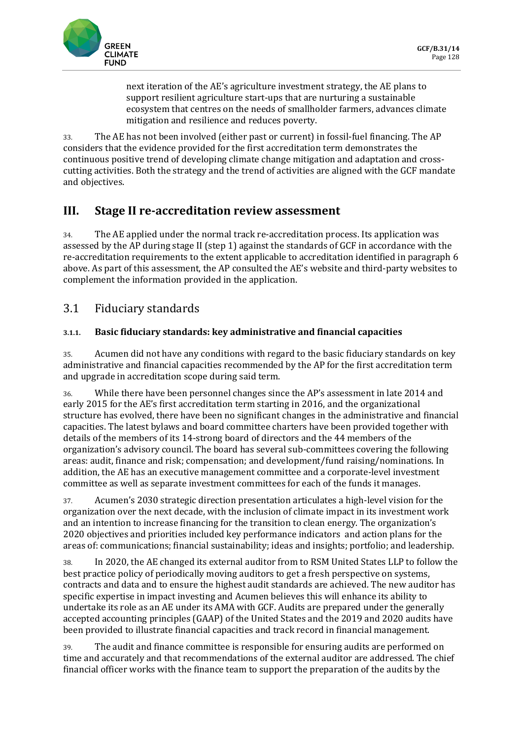next iteration of the AE's agriculture investment strategy, the AE plans to support resilient agriculture start-ups that are nurturing a sustainable ecosystem that centres on the needs of smallholder farmers, advances climate mitigation and resilience and reduces poverty.

33. The AE has not been involved (either past or current) in fossil-fuel financing. The AP considers that the evidence provided for the first accreditation term demonstrates the continuous positive trend of developing climate change mitigation and adaptation and cross-cutting activities. Both the strategy and the trend of activities are aligned with the GCF mandate and objectives.

# III. Stage II re-accreditation review assessment

34. The AE applied under the normal track re-accreditation process. Its application was assessed by the AP during stage II (step 1) against the standards of GCF in accordance with the re-accreditation requirements to the extent applicable to accreditation identified in paragraph 6 above. As part of this assessment, the AP consulted the AE's website and third-party websites to complement the information provided in the application.

## 3.1 Fiduciary standards

### 3.1.1. Basic fiduciary standards: key administrative and financial capacities

35. Acumen did not have any conditions with regard to the basic fiduciary standards on key administrative and financial capacities recommended by the AP for the first accreditation term and upgrade in accreditation scope during said term.

36. While there have been personnel changes since the AP's assessment in late 2014 and early 2015 for the AE's first accreditation term starting in 2016, and the organizational structure has evolved, there have been no significant changes in the administrative and financial capacities. The latest bylaws and board committee charters have been provided together with details of the members of its 14-strong board of directors and the 44 members of the organization's advisory council. The board has several sub-committees covering the following areas: audit, finance and risk; compensation; and development/fund raising/nominations. In addition, the AE has an executive management committee and a corporate-level investment committee as well as separate investment committees for each of the funds it manages.

37. Acumen's 2030 strategic direction presentation articulates a high-level vision for the organization over the next decade, with the inclusion of climate impact in its investment work and an intention to increase financing for the transition to clean energy. The organization's 2020 objectives and priorities included key performance indicators and action plans for the areas of: communications; financial sustainability; ideas and insights; portfolio; and leadership.

38. In 2020, the AE changed its external auditor from to RSM United States LLP to follow the best practice policy of periodically moving auditors to get a fresh perspective on systems, contracts and data and to ensure the highest audit standards are achieved. The new auditor has specific expertise in impact investing and Acumen believes this will enhance its ability to undertake its role as an AE under its AMA with GCF. Audits are prepared under the generally accepted accounting principles (GAAP) of the United States and the 2019 and 2020 audits have been provided to illustrate financial capacities and track record in financial management.

39. The audit and finance committee is responsible for ensuring audits are performed on time and accurately and that recommendations of the external auditor are addressed. The chief financial officer works with the finance team to support the preparation of the audits by the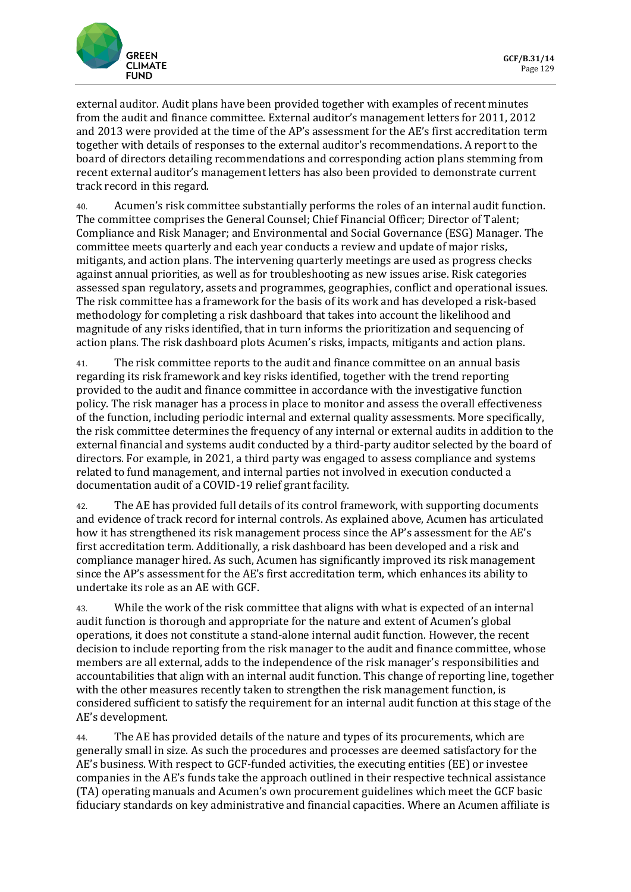external auditor. Audit plans have been provided together with examples of recent minutes from the audit and finance committee. External auditor's management letters for 2011, 2012 and 2013 were provided at the time of the AP's assessment for the AE's first accreditation term together with details of responses to the external auditor's recommendations. A report to the board of directors detailing recommendations and corresponding action plans stemming from recent external auditor's management letters has also been provided to demonstrate current track record in this regard.

40. Acumen's risk committee substantially performs the roles of an internal audit function. The committee comprises the General Counsel; Chief Financial Officer; Director of Talent; Compliance and Risk Manager; and Environmental and Social Governance (ESG) Manager. The committee meets quarterly and each year conducts a review and update of major risks, mitigants, and action plans. The intervening quarterly meetings are used as progress checks against annual priorities, as well as for troubleshooting as new issues arise. Risk categories assessed span regulatory, assets and programmes, geographies, conflict and operational issues. The risk committee has a framework for the basis of its work and has developed a risk-based methodology for completing a risk dashboard that takes into account the likelihood and magnitude of any risks identified, that in turn informs the prioritization and sequencing of action plans. The risk dashboard plots Acumen's risks, impacts, mitigants and action plans.

41. The risk committee reports to the audit and finance committee on an annual basis regarding its risk framework and key risks identified, together with the trend reporting provided to the audit and finance committee in accordance with the investigative function policy. The risk manager has a process in place to monitor and assess the overall effectiveness of the function, including periodic internal and external quality assessments. More specifically, the risk committee determines the frequency of any internal or external audits in addition to the external financial and systems audit conducted by a third-party auditor selected by the board of directors. For example, in 2021, a third party was engaged to assess compliance and systems related to fund management, and internal parties not involved in execution conducted a documentation audit of a COVID-19 relief grant facility.

42. The AE has provided full details of its control framework, with supporting documents and evidence of track record for internal controls. As explained above, Acumen has articulated how it has strengthened its risk management process since the AP's assessment for the AE's first accreditation term. Additionally, a risk dashboard has been developed and a risk and compliance manager hired. As such, Acumen has significantly improved its risk management since the AP's assessment for the AE's first accreditation term, which enhances its ability to undertake its role as an AE with GCF.

43. While the work of the risk committee that aligns with what is expected of an internal audit function is thorough and appropriate for the nature and extent of Acumen's global operations, it does not constitute a stand-alone internal audit function. However, the recent decision to include reporting from the risk manager to the audit and finance committee, whose members are all external, adds to the independence of the risk manager's responsibilities and accountabilities that align with an internal audit function. This change of reporting line, together with the other measures recently taken to strengthen the risk management function, is considered sufficient to satisfy the requirement for an internal audit function at this stage of the AE's development.

44. The AE has provided details of the nature and types of its procurements, which are generally small in size. As such the procedures and processes are deemed satisfactory for the AE's business. With respect to GCF-funded activities, the executing entities (EE) or investee companies in the AE's funds take the approach outlined in their respective technical assistance (TA) operating manuals and Acumen's own procurement guidelines which meet the GCF basic fiduciary standards on key administrative and financial capacities. Where an Acumen affiliate is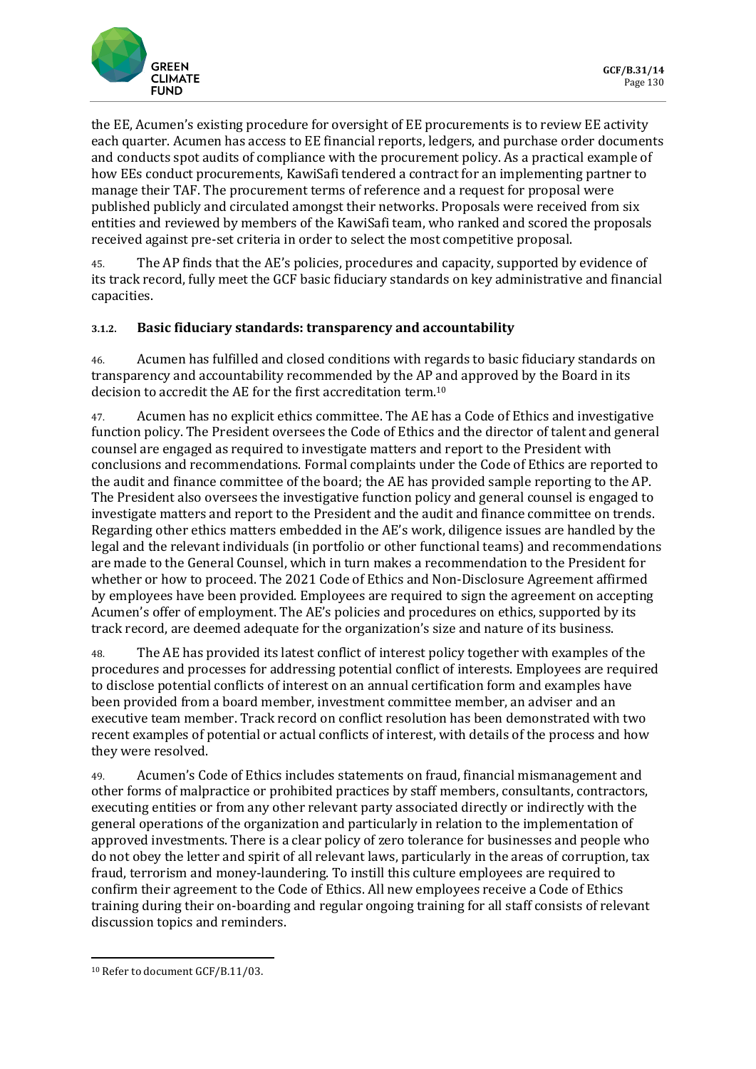the EE, Acumen's existing procedure for oversight of EE procurements is to review EE activity each quarter. Acumen has access to EE financial reports, ledgers, and purchase order documents and conducts spot audits of compliance with the procurement policy. As a practical example of how EEs conduct procurements, KawiSafi tendered a contract for an implementing partner to manage their TAF. The procurement terms of reference and a request for proposal were published publicly and circulated amongst their networks. Proposals were received from six entities and reviewed by members of the KawiSafi team, who ranked and scored the proposals received against pre-set criteria in order to select the most competitive proposal.

45. The AP finds that the AE's policies, procedures and capacity, supported by evidence of its track record, fully meet the GCF basic fiduciary standards on key administrative and financial capacities.

### 3.1.2. Basic fiduciary standards: transparency and accountability

46. Acumen has fulfilled and closed conditions with regards to basic fiduciary standards on transparency and accountability recommended by the AP and approved by the Board in its decision to accredit the AE for the first accreditation term.[10]

47. Acumen has no explicit ethics committee. The AE has a Code of Ethics and investigative function policy. The President oversees the Code of Ethics and the director of talent and general counsel are engaged as required to investigate matters and report to the President with conclusions and recommendations. Formal complaints under the Code of Ethics are reported to the audit and finance committee of the board; the AE has provided sample reporting to the AP. The President also oversees the investigative function policy and general counsel is engaged to investigate matters and report to the President and the audit and finance committee on trends. Regarding other ethics matters embedded in the AE's work, diligence issues are handled by the legal and the relevant individuals (in portfolio or other functional teams) and recommendations are made to the General Counsel, which in turn makes a recommendation to the President for whether or how to proceed. The 2021 Code of Ethics and Non-Disclosure Agreement affirmed by employees have been provided. Employees are required to sign the agreement on accepting Acumen's offer of employment. The AE's policies and procedures on ethics, supported by its track record, are deemed adequate for the organization's size and nature of its business.

48. The AE has provided its latest conflict of interest policy together with examples of the procedures and processes for addressing potential conflict of interests. Employees are required to disclose potential conflicts of interest on an annual certification form and examples have been provided from a board member, investment committee member, an adviser and an executive team member. Track record on conflict resolution has been demonstrated with two recent examples of potential or actual conflicts of interest, with details of the process and how they were resolved.

49. Acumen's Code of Ethics includes statements on fraud, financial mismanagement and other forms of malpractice or prohibited practices by staff members, consultants, contractors, executing entities or from any other relevant party associated directly or indirectly with the general operations of the organization and particularly in relation to the implementation of approved investments. There is a clear policy of zero tolerance for businesses and people who do not obey the letter and spirit of all relevant laws, particularly in the areas of corruption, tax fraud, terrorism and money-laundering. To instill this culture employees are required to confirm their agreement to the Code of Ethics. All new employees receive a Code of Ethics training during their on-boarding and regular ongoing training for all staff consists of relevant discussion topics and reminders.

[10] Refer to document GCF/B.11/03.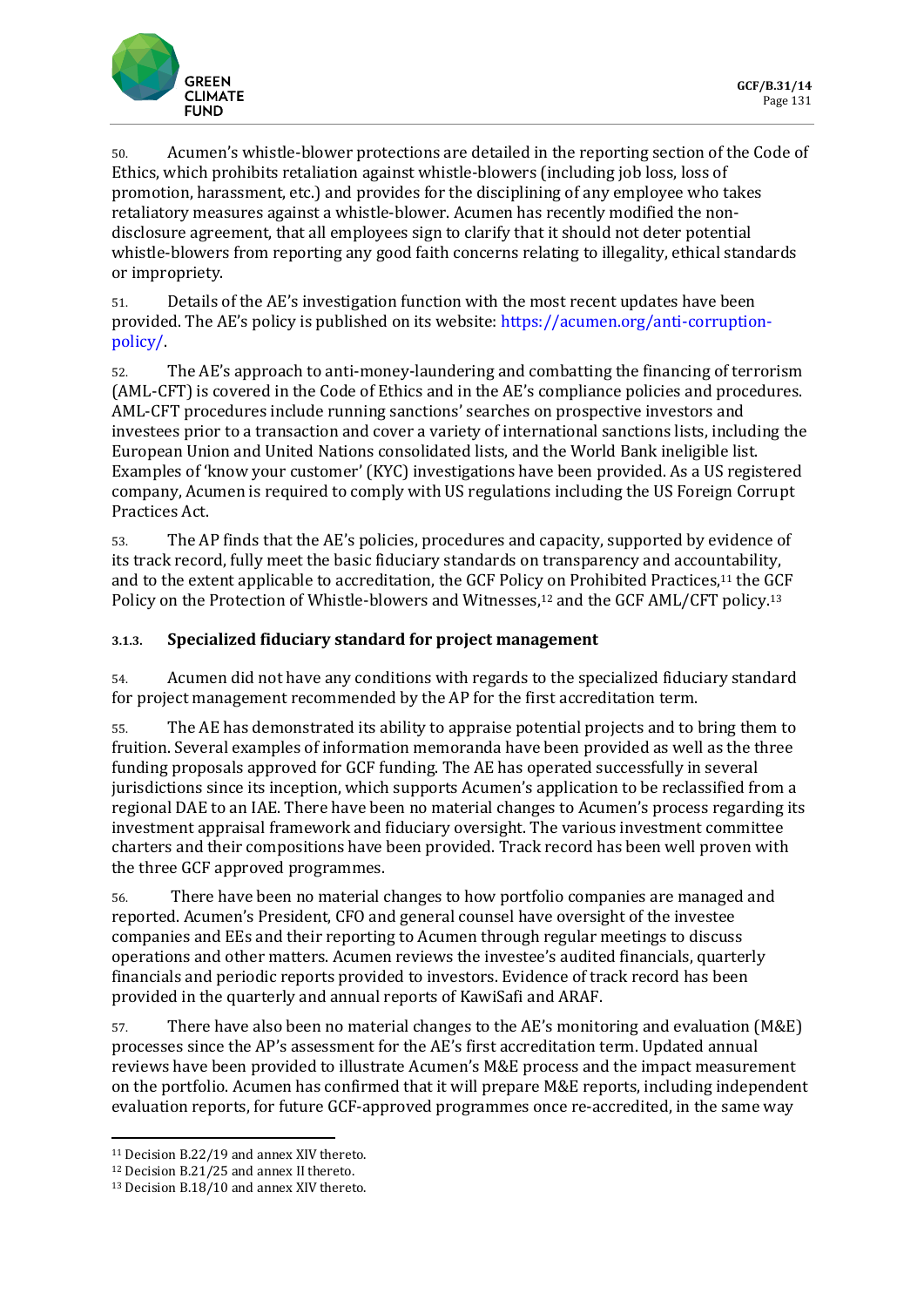50. Acumen's whistle-blower protections are detailed in the reporting section of the Code of Ethics, which prohibits retaliation against whistle-blowers (including job loss, loss of promotion, harassment, etc.) and provides for the disciplining of any employee who takes retaliatory measures against a whistle-blower. Acumen has recently modified the non-disclosure agreement, that all employees sign to clarify that it should not deter potential whistle-blowers from reporting any good faith concerns relating to illegality, ethical standards or impropriety.

51. Details of the AE's investigation function with the most recent updates have been provided. The AE's policy is published on its website: https://acumen.org/anti-corruption-policy/.

52. The AE's approach to anti-money-laundering and combatting the financing of terrorism (AML-CFT) is covered in the Code of Ethics and in the AE's compliance policies and procedures. AML-CFT procedures include running sanctions' searches on prospective investors and investees prior to a transaction and cover a variety of international sanctions lists, including the European Union and United Nations consolidated lists, and the World Bank ineligible list. Examples of 'know your customer' (KYC) investigations have been provided. As a US registered company, Acumen is required to comply with US regulations including the US Foreign Corrupt Practices Act.

53. The AP finds that the AE's policies, procedures and capacity, supported by evidence of its track record, fully meet the basic fiduciary standards on transparency and accountability, and to the extent applicable to accreditation, the GCF Policy on Prohibited Practices,[11] the GCF Policy on the Protection of Whistle-blowers and Witnesses,[12] and the GCF AML/CFT policy.[13]

#### 3.1.3. Specialized fiduciary standard for project management

54. Acumen did not have any conditions with regards to the specialized fiduciary standard for project management recommended by the AP for the first accreditation term.

55. The AE has demonstrated its ability to appraise potential projects and to bring them to fruition. Several examples of information memoranda have been provided as well as the three funding proposals approved for GCF funding. The AE has operated successfully in several jurisdictions since its inception, which supports Acumen's application to be reclassified from a regional DAE to an IAE. There have been no material changes to Acumen's process regarding its investment appraisal framework and fiduciary oversight. The various investment committee charters and their compositions have been provided. Track record has been well proven with the three GCF approved programmes.

56. There have been no material changes to how portfolio companies are managed and reported. Acumen's President, CFO and general counsel have oversight of the investee companies and EEs and their reporting to Acumen through regular meetings to discuss operations and other matters. Acumen reviews the investee's audited financials, quarterly financials and periodic reports provided to investors. Evidence of track record has been provided in the quarterly and annual reports of KawiSafi and ARAF.

57. There have also been no material changes to the AE's monitoring and evaluation (M&E) processes since the AP's assessment for the AE's first accreditation term. Updated annual reviews have been provided to illustrate Acumen's M&E process and the impact measurement on the portfolio. Acumen has confirmed that it will prepare M&E reports, including independent evaluation reports, for future GCF-approved programmes once re-accredited, in the same way

[11] Decision B.22/19 and annex XIV thereto.
[12] Decision B.21/25 and annex II thereto.
[13] Decision B.18/10 and annex XIV thereto.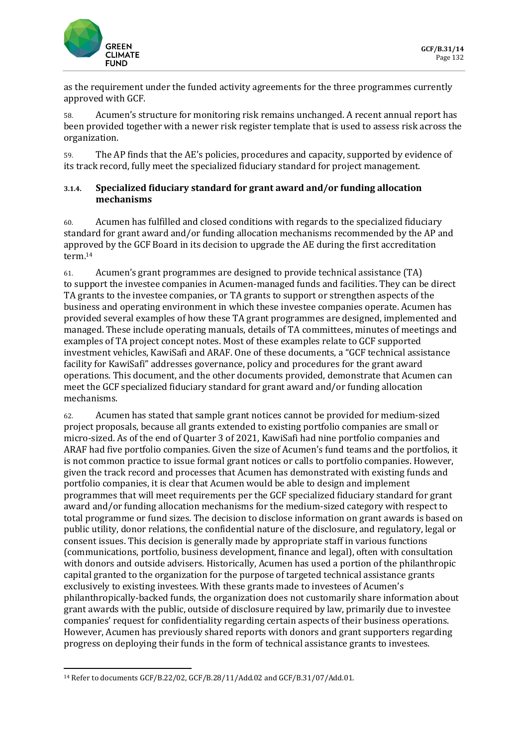as the requirement under the funded activity agreements for the three programmes currently approved with GCF.

58. Acumen's structure for monitoring risk remains unchanged. A recent annual report has been provided together with a newer risk register template that is used to assess risk across the organization.

59. The AP finds that the AE's policies, procedures and capacity, supported by evidence of its track record, fully meet the specialized fiduciary standard for project management.

#### 3.1.4. Specialized fiduciary standard for grant award and/or funding allocation mechanisms

60. Acumen has fulfilled and closed conditions with regards to the specialized fiduciary standard for grant award and/or funding allocation mechanisms recommended by the AP and approved by the GCF Board in its decision to upgrade the AE during the first accreditation term.[14]

61. Acumen's grant programmes are designed to provide technical assistance (TA) to support the investee companies in Acumen-managed funds and facilities. They can be direct TA grants to the investee companies, or TA grants to support or strengthen aspects of the business and operating environment in which these investee companies operate. Acumen has provided several examples of how these TA grant programmes are designed, implemented and managed. These include operating manuals, details of TA committees, minutes of meetings and examples of TA project concept notes. Most of these examples relate to GCF supported investment vehicles, KawiSafi and ARAF. One of these documents, a "GCF technical assistance facility for KawiSafi" addresses governance, policy and procedures for the grant award operations. This document, and the other documents provided, demonstrate that Acumen can meet the GCF specialized fiduciary standard for grant award and/or funding allocation mechanisms.

62. Acumen has stated that sample grant notices cannot be provided for medium-sized project proposals, because all grants extended to existing portfolio companies are small or micro-sized. As of the end of Quarter 3 of 2021, KawiSafi had nine portfolio companies and ARAF had five portfolio companies. Given the size of Acumen's fund teams and the portfolios, it is not common practice to issue formal grant notices or calls to portfolio companies. However, given the track record and processes that Acumen has demonstrated with existing funds and portfolio companies, it is clear that Acumen would be able to design and implement programmes that will meet requirements per the GCF specialized fiduciary standard for grant award and/or funding allocation mechanisms for the medium-sized category with respect to total programme or fund sizes. The decision to disclose information on grant awards is based on public utility, donor relations, the confidential nature of the disclosure, and regulatory, legal or consent issues. This decision is generally made by appropriate staff in various functions (communications, portfolio, business development, finance and legal), often with consultation with donors and outside advisers. Historically, Acumen has used a portion of the philanthropic capital granted to the organization for the purpose of targeted technical assistance grants exclusively to existing investees. With these grants made to investees of Acumen's philanthropically-backed funds, the organization does not customarily share information about grant awards with the public, outside of disclosure required by law, primarily due to investee companies' request for confidentiality regarding certain aspects of their business operations. However, Acumen has previously shared reports with donors and grant supporters regarding progress on deploying their funds in the form of technical assistance grants to investees.

---

[14] Refer to documents GCF/B.22/02, GCF/B.28/11/Add.02 and GCF/B.31/07/Add.01.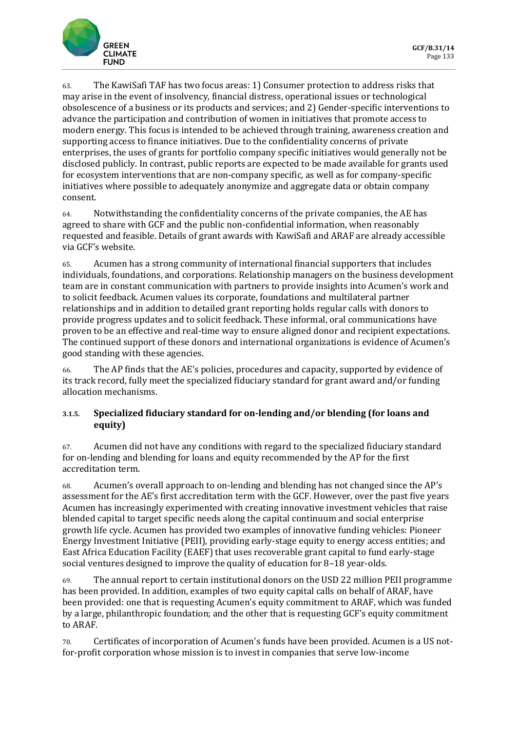63. The KawiSafi TAF has two focus areas: 1) Consumer protection to address risks that may arise in the event of insolvency, financial distress, operational issues or technological obsolescence of a business or its products and services; and 2) Gender-specific interventions to advance the participation and contribution of women in initiatives that promote access to modern energy. This focus is intended to be achieved through training, awareness creation and supporting access to finance initiatives. Due to the confidentiality concerns of private enterprises, the uses of grants for portfolio company specific initiatives would generally not be disclosed publicly. In contrast, public reports are expected to be made available for grants used for ecosystem interventions that are non-company specific, as well as for company-specific initiatives where possible to adequately anonymize and aggregate data or obtain company consent.

64. Notwithstanding the confidentiality concerns of the private companies, the AE has agreed to share with GCF and the public non-confidential information, when reasonably requested and feasible. Details of grant awards with KawiSafi and ARAF are already accessible via GCF's website.

65. Acumen has a strong community of international financial supporters that includes individuals, foundations, and corporations. Relationship managers on the business development team are in constant communication with partners to provide insights into Acumen's work and to solicit feedback. Acumen values its corporate, foundations and multilateral partner relationships and in addition to detailed grant reporting holds regular calls with donors to provide progress updates and to solicit feedback. These informal, oral communications have proven to be an effective and real-time way to ensure aligned donor and recipient expectations. The continued support of these donors and international organizations is evidence of Acumen's good standing with these agencies.

66. The AP finds that the AE's policies, procedures and capacity, supported by evidence of its track record, fully meet the specialized fiduciary standard for grant award and/or funding allocation mechanisms.

### 3.1.5. Specialized fiduciary standard for on-lending and/or blending (for loans and equity)

67. Acumen did not have any conditions with regard to the specialized fiduciary standard for on-lending and blending for loans and equity recommended by the AP for the first accreditation term.

68. Acumen's overall approach to on-lending and blending has not changed since the AP's assessment for the AE's first accreditation term with the GCF. However, over the past five years Acumen has increasingly experimented with creating innovative investment vehicles that raise blended capital to target specific needs along the capital continuum and social enterprise growth life cycle. Acumen has provided two examples of innovative funding vehicles: Pioneer Energy Investment Initiative (PEII), providing early-stage equity to energy access entities; and East Africa Education Facility (EAEF) that uses recoverable grant capital to fund early-stage social ventures designed to improve the quality of education for 8–18 year-olds.

69. The annual report to certain institutional donors on the USD 22 million PEII programme has been provided. In addition, examples of two equity capital calls on behalf of ARAF, have been provided: one that is requesting Acumen's equity commitment to ARAF, which was funded by a large, philanthropic foundation; and the other that is requesting GCF's equity commitment to ARAF.

70. Certificates of incorporation of Acumen's funds have been provided. Acumen is a US not-for-profit corporation whose mission is to invest in companies that serve low-income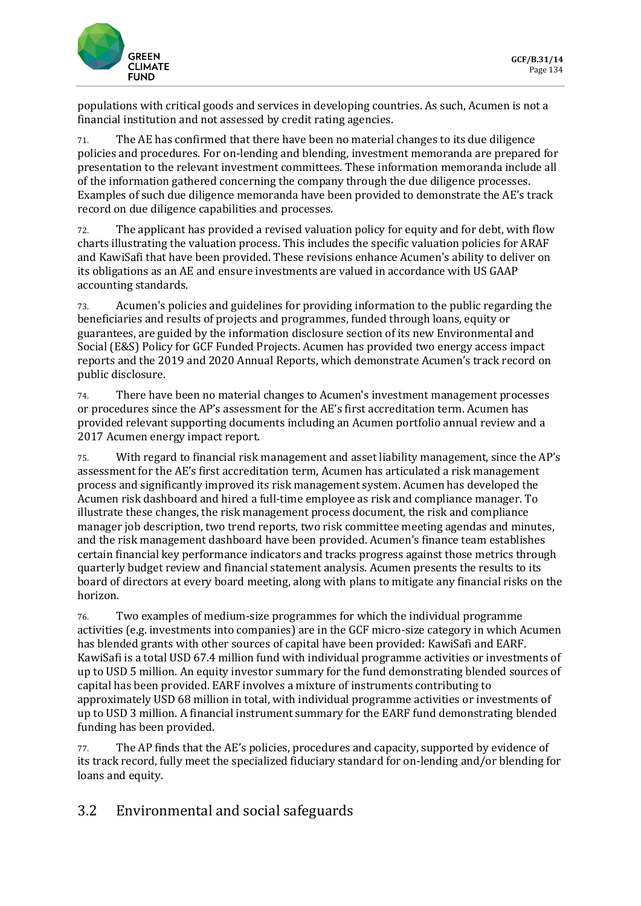populations with critical goods and services in developing countries. As such, Acumen is not a financial institution and not assessed by credit rating agencies.

71. The AE has confirmed that there have been no material changes to its due diligence policies and procedures. For on-lending and blending, investment memoranda are prepared for presentation to the relevant investment committees. These information memoranda include all of the information gathered concerning the company through the due diligence processes. Examples of such due diligence memoranda have been provided to demonstrate the AE's track record on due diligence capabilities and processes.

72. The applicant has provided a revised valuation policy for equity and for debt, with flow charts illustrating the valuation process. This includes the specific valuation policies for ARAF and KawiSafi that have been provided. These revisions enhance Acumen's ability to deliver on its obligations as an AE and ensure investments are valued in accordance with US GAAP accounting standards.

73. Acumen's policies and guidelines for providing information to the public regarding the beneficiaries and results of projects and programmes, funded through loans, equity or guarantees, are guided by the information disclosure section of its new Environmental and Social (E&S) Policy for GCF Funded Projects. Acumen has provided two energy access impact reports and the 2019 and 2020 Annual Reports, which demonstrate Acumen's track record on public disclosure.

74. There have been no material changes to Acumen's investment management processes or procedures since the AP's assessment for the AE's first accreditation term. Acumen has provided relevant supporting documents including an Acumen portfolio annual review and a 2017 Acumen energy impact report.

75. With regard to financial risk management and asset liability management, since the AP's assessment for the AE's first accreditation term, Acumen has articulated a risk management process and significantly improved its risk management system. Acumen has developed the Acumen risk dashboard and hired a full-time employee as risk and compliance manager. To illustrate these changes, the risk management process document, the risk and compliance manager job description, two trend reports, two risk committee meeting agendas and minutes, and the risk management dashboard have been provided. Acumen's finance team establishes certain financial key performance indicators and tracks progress against those metrics through quarterly budget review and financial statement analysis. Acumen presents the results to its board of directors at every board meeting, along with plans to mitigate any financial risks on the horizon.

76. Two examples of medium-size programmes for which the individual programme activities (e.g. investments into companies) are in the GCF micro-size category in which Acumen has blended grants with other sources of capital have been provided: KawiSafi and EARF. KawiSafi is a total USD 67.4 million fund with individual programme activities or investments of up to USD 5 million. An equity investor summary for the fund demonstrating blended sources of capital has been provided. EARF involves a mixture of instruments contributing to approximately USD 68 million in total, with individual programme activities or investments of up to USD 3 million. A financial instrument summary for the EARF fund demonstrating blended funding has been provided.

77. The AP finds that the AE's policies, procedures and capacity, supported by evidence of its track record, fully meet the specialized fiduciary standard for on-lending and/or blending for loans and equity.

## 3.2 Environmental and social safeguards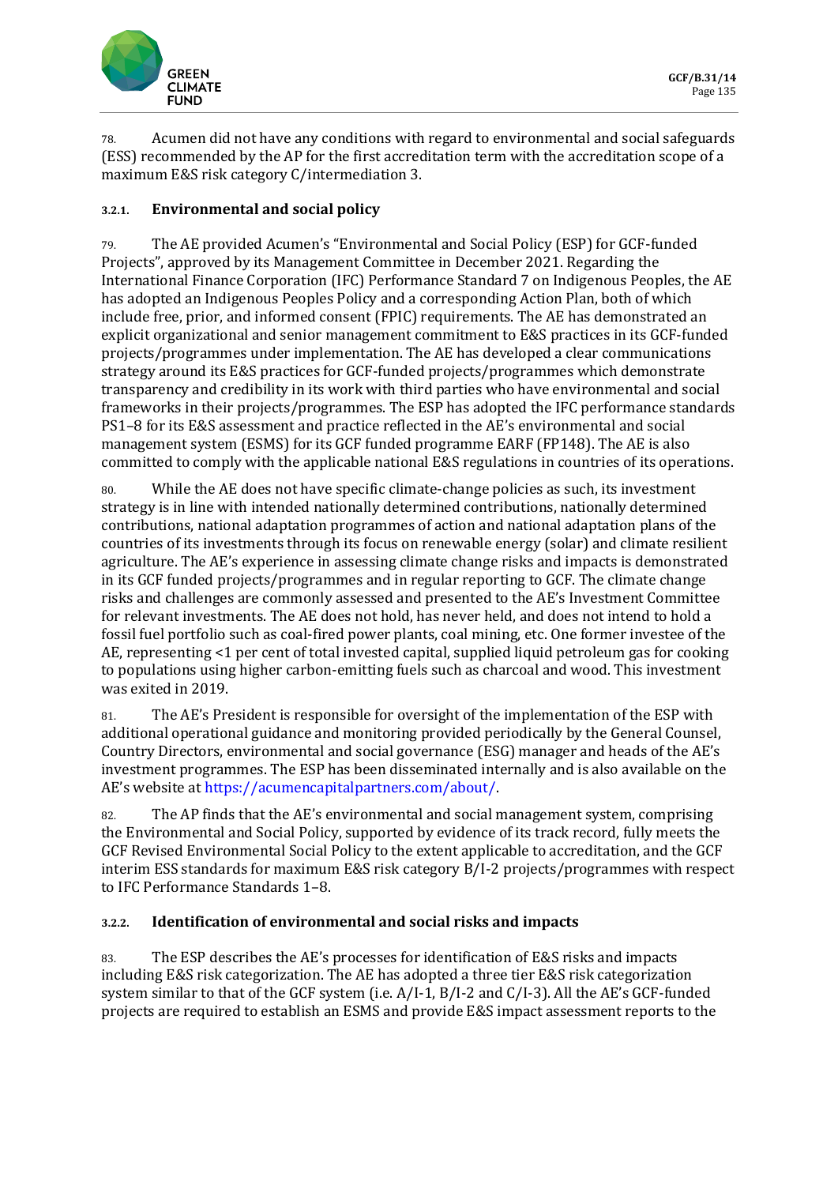78. Acumen did not have any conditions with regard to environmental and social safeguards (ESS) recommended by the AP for the first accreditation term with the accreditation scope of a maximum E&S risk category C/intermediation 3.

### 3.2.1. Environmental and social policy

79. The AE provided Acumen's "Environmental and Social Policy (ESP) for GCF-funded Projects", approved by its Management Committee in December 2021. Regarding the International Finance Corporation (IFC) Performance Standard 7 on Indigenous Peoples, the AE has adopted an Indigenous Peoples Policy and a corresponding Action Plan, both of which include free, prior, and informed consent (FPIC) requirements. The AE has demonstrated an explicit organizational and senior management commitment to E&S practices in its GCF-funded projects/programmes under implementation. The AE has developed a clear communications strategy around its E&S practices for GCF-funded projects/programmes which demonstrate transparency and credibility in its work with third parties who have environmental and social frameworks in their projects/programmes. The ESP has adopted the IFC performance standards PS1–8 for its E&S assessment and practice reflected in the AE's environmental and social management system (ESMS) for its GCF funded programme EARF (FP148). The AE is also committed to comply with the applicable national E&S regulations in countries of its operations.

80. While the AE does not have specific climate-change policies as such, its investment strategy is in line with intended nationally determined contributions, nationally determined contributions, national adaptation programmes of action and national adaptation plans of the countries of its investments through its focus on renewable energy (solar) and climate resilient agriculture. The AE's experience in assessing climate change risks and impacts is demonstrated in its GCF funded projects/programmes and in regular reporting to GCF. The climate change risks and challenges are commonly assessed and presented to the AE's Investment Committee for relevant investments. The AE does not hold, has never held, and does not intend to hold a fossil fuel portfolio such as coal-fired power plants, coal mining, etc. One former investee of the AE, representing <1 per cent of total invested capital, supplied liquid petroleum gas for cooking to populations using higher carbon-emitting fuels such as charcoal and wood. This investment was exited in 2019.

81. The AE's President is responsible for oversight of the implementation of the ESP with additional operational guidance and monitoring provided periodically by the General Counsel, Country Directors, environmental and social governance (ESG) manager and heads of the AE's investment programmes. The ESP has been disseminated internally and is also available on the AE's website at https://acumencapitalpartners.com/about/.

82. The AP finds that the AE's environmental and social management system, comprising the Environmental and Social Policy, supported by evidence of its track record, fully meets the GCF Revised Environmental Social Policy to the extent applicable to accreditation, and the GCF interim ESS standards for maximum E&S risk category B/I-2 projects/programmes with respect to IFC Performance Standards 1–8.

### 3.2.2. Identification of environmental and social risks and impacts

83. The ESP describes the AE's processes for identification of E&S risks and impacts including E&S risk categorization. The AE has adopted a three tier E&S risk categorization system similar to that of the GCF system (i.e. A/I-1, B/I-2 and C/I-3). All the AE's GCF-funded projects are required to establish an ESMS and provide E&S impact assessment reports to the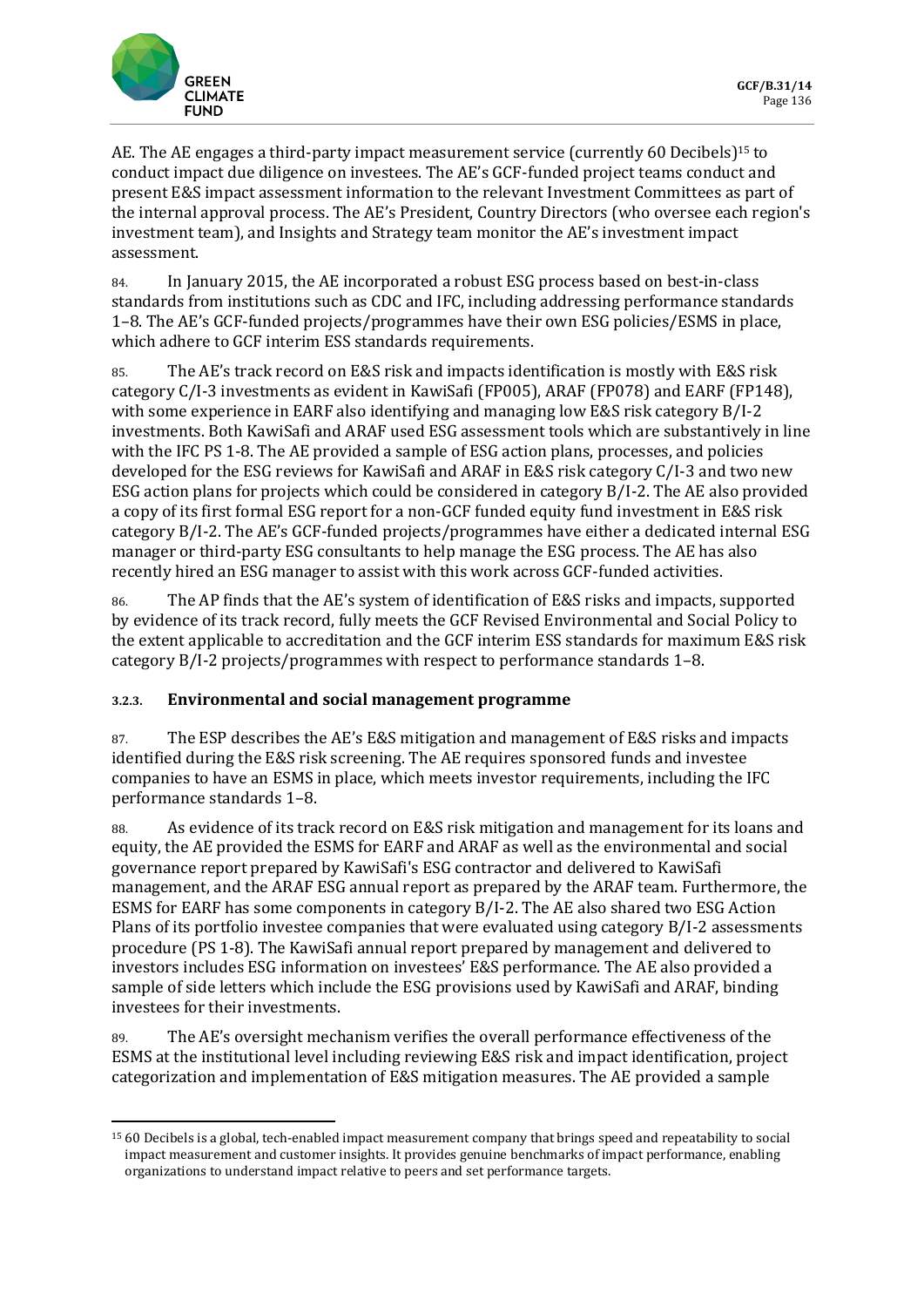AE. The AE engages a third-party impact measurement service (currently 60 Decibels)[15] to conduct impact due diligence on investees. The AE's GCF-funded project teams conduct and present E&S impact assessment information to the relevant Investment Committees as part of the internal approval process. The AE's President, Country Directors (who oversee each region's investment team), and Insights and Strategy team monitor the AE's investment impact assessment.

84. In January 2015, the AE incorporated a robust ESG process based on best-in-class standards from institutions such as CDC and IFC, including addressing performance standards 1–8. The AE's GCF-funded projects/programmes have their own ESG policies/ESMS in place, which adhere to GCF interim ESS standards requirements.

85. The AE's track record on E&S risk and impacts identification is mostly with E&S risk category C/I-3 investments as evident in KawiSafi (FP005), ARAF (FP078) and EARF (FP148), with some experience in EARF also identifying and managing low E&S risk category B/I-2 investments. Both KawiSafi and ARAF used ESG assessment tools which are substantively in line with the IFC PS 1-8. The AE provided a sample of ESG action plans, processes, and policies developed for the ESG reviews for KawiSafi and ARAF in E&S risk category C/I-3 and two new ESG action plans for projects which could be considered in category B/I-2. The AE also provided a copy of its first formal ESG report for a non-GCF funded equity fund investment in E&S risk category B/I-2. The AE's GCF-funded projects/programmes have either a dedicated internal ESG manager or third-party ESG consultants to help manage the ESG process. The AE has also recently hired an ESG manager to assist with this work across GCF-funded activities.

86. The AP finds that the AE's system of identification of E&S risks and impacts, supported by evidence of its track record, fully meets the GCF Revised Environmental and Social Policy to the extent applicable to accreditation and the GCF interim ESS standards for maximum E&S risk category B/I-2 projects/programmes with respect to performance standards 1–8.

### 3.2.3. Environmental and social management programme

87. The ESP describes the AE's E&S mitigation and management of E&S risks and impacts identified during the E&S risk screening. The AE requires sponsored funds and investee companies to have an ESMS in place, which meets investor requirements, including the IFC performance standards 1–8.

88. As evidence of its track record on E&S risk mitigation and management for its loans and equity, the AE provided the ESMS for EARF and ARAF as well as the environmental and social governance report prepared by KawiSafi's ESG contractor and delivered to KawiSafi management, and the ARAF ESG annual report as prepared by the ARAF team. Furthermore, the ESMS for EARF has some components in category B/I-2. The AE also shared two ESG Action Plans of its portfolio investee companies that were evaluated using category B/I-2 assessments procedure (PS 1-8). The KawiSafi annual report prepared by management and delivered to investors includes ESG information on investees' E&S performance. The AE also provided a sample of side letters which include the ESG provisions used by KawiSafi and ARAF, binding investees for their investments.

89. The AE's oversight mechanism verifies the overall performance effectiveness of the ESMS at the institutional level including reviewing E&S risk and impact identification, project categorization and implementation of E&S mitigation measures. The AE provided a sample

---

[15] 60 Decibels is a global, tech-enabled impact measurement company that brings speed and repeatability to social impact measurement and customer insights. It provides genuine benchmarks of impact performance, enabling organizations to understand impact relative to peers and set performance targets.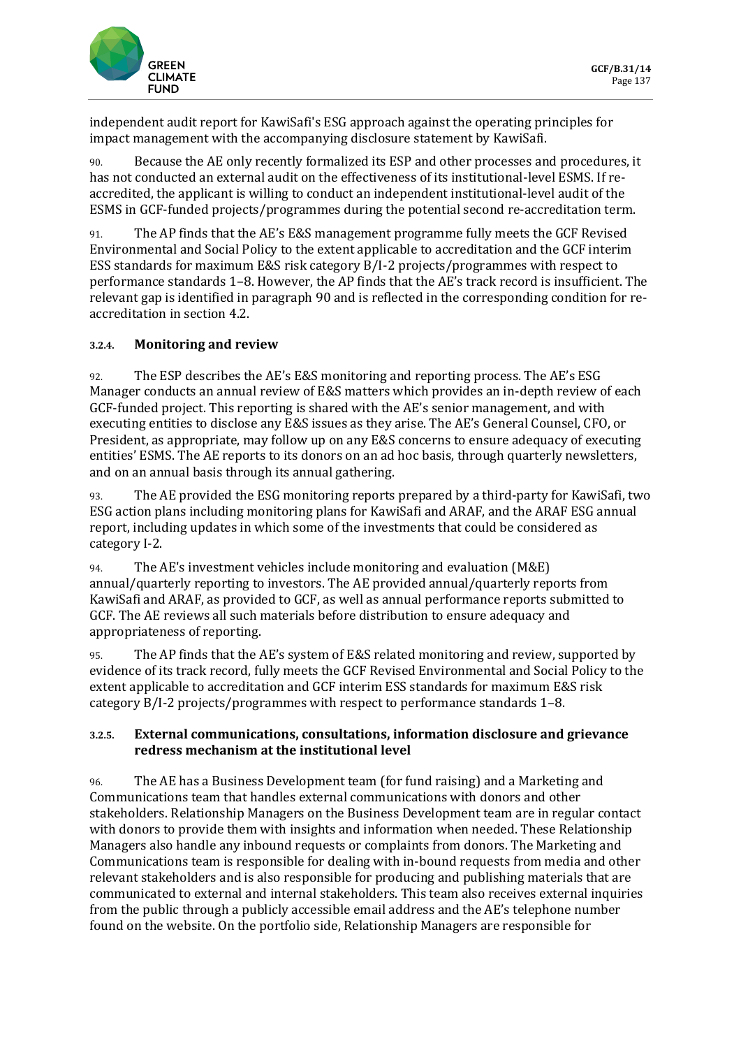independent audit report for KawiSafi's ESG approach against the operating principles for impact management with the accompanying disclosure statement by KawiSafi.

90. Because the AE only recently formalized its ESP and other processes and procedures, it has not conducted an external audit on the effectiveness of its institutional-level ESMS. If re-accredited, the applicant is willing to conduct an independent institutional-level audit of the ESMS in GCF-funded projects/programmes during the potential second re-accreditation term.

91. The AP finds that the AE's E&S management programme fully meets the GCF Revised Environmental and Social Policy to the extent applicable to accreditation and the GCF interim ESS standards for maximum E&S risk category B/I-2 projects/programmes with respect to performance standards 1–8. However, the AP finds that the AE's track record is insufficient. The relevant gap is identified in paragraph 90 and is reflected in the corresponding condition for re-accreditation in section 4.2.

#### 3.2.4. Monitoring and review

92. The ESP describes the AE's E&S monitoring and reporting process. The AE's ESG Manager conducts an annual review of E&S matters which provides an in-depth review of each GCF-funded project. This reporting is shared with the AE's senior management, and with executing entities to disclose any E&S issues as they arise. The AE's General Counsel, CFO, or President, as appropriate, may follow up on any E&S concerns to ensure adequacy of executing entities' ESMS. The AE reports to its donors on an ad hoc basis, through quarterly newsletters, and on an annual basis through its annual gathering.

93. The AE provided the ESG monitoring reports prepared by a third-party for KawiSafi, two ESG action plans including monitoring plans for KawiSafi and ARAF, and the ARAF ESG annual report, including updates in which some of the investments that could be considered as category I-2.

94. The AE's investment vehicles include monitoring and evaluation (M&E) annual/quarterly reporting to investors. The AE provided annual/quarterly reports from KawiSafi and ARAF, as provided to GCF, as well as annual performance reports submitted to GCF. The AE reviews all such materials before distribution to ensure adequacy and appropriateness of reporting.

95. The AP finds that the AE's system of E&S related monitoring and review, supported by evidence of its track record, fully meets the GCF Revised Environmental and Social Policy to the extent applicable to accreditation and GCF interim ESS standards for maximum E&S risk category B/I-2 projects/programmes with respect to performance standards 1–8.

#### 3.2.5. External communications, consultations, information disclosure and grievance redress mechanism at the institutional level

96. The AE has a Business Development team (for fund raising) and a Marketing and Communications team that handles external communications with donors and other stakeholders. Relationship Managers on the Business Development team are in regular contact with donors to provide them with insights and information when needed. These Relationship Managers also handle any inbound requests or complaints from donors. The Marketing and Communications team is responsible for dealing with in-bound requests from media and other relevant stakeholders and is also responsible for producing and publishing materials that are communicated to external and internal stakeholders. This team also receives external inquiries from the public through a publicly accessible email address and the AE's telephone number found on the website. On the portfolio side, Relationship Managers are responsible for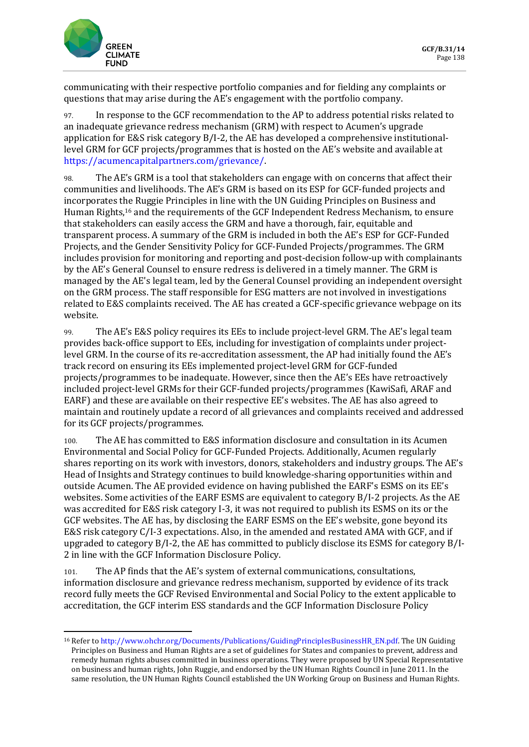communicating with their respective portfolio companies and for fielding any complaints or questions that may arise during the AE's engagement with the portfolio company.

97. In response to the GCF recommendation to the AP to address potential risks related to an inadequate grievance redress mechanism (GRM) with respect to Acumen's upgrade application for E&S risk category B/I-2, the AE has developed a comprehensive institutional-level GRM for GCF projects/programmes that is hosted on the AE's website and available at https://acumencapitalpartners.com/grievance/.

98. The AE's GRM is a tool that stakeholders can engage with on concerns that affect their communities and livelihoods. The AE's GRM is based on its ESP for GCF-funded projects and incorporates the Ruggie Principles in line with the UN Guiding Principles on Business and Human Rights,[16] and the requirements of the GCF Independent Redress Mechanism, to ensure that stakeholders can easily access the GRM and have a thorough, fair, equitable and transparent process. A summary of the GRM is included in both the AE's ESP for GCF-Funded Projects, and the Gender Sensitivity Policy for GCF-Funded Projects/programmes. The GRM includes provision for monitoring and reporting and post-decision follow-up with complainants by the AE's General Counsel to ensure redress is delivered in a timely manner. The GRM is managed by the AE's legal team, led by the General Counsel providing an independent oversight on the GRM process. The staff responsible for ESG matters are not involved in investigations related to E&S complaints received. The AE has created a GCF-specific grievance webpage on its website.

99. The AE's E&S policy requires its EEs to include project-level GRM. The AE's legal team provides back-office support to EEs, including for investigation of complaints under project-level GRM. In the course of its re-accreditation assessment, the AP had initially found the AE's track record on ensuring its EEs implemented project-level GRM for GCF-funded projects/programmes to be inadequate. However, since then the AE's EEs have retroactively included project-level GRMs for their GCF-funded projects/programmes (KawiSafi, ARAF and EARF) and these are available on their respective EE's websites. The AE has also agreed to maintain and routinely update a record of all grievances and complaints received and addressed for its GCF projects/programmes.

100. The AE has committed to E&S information disclosure and consultation in its Acumen Environmental and Social Policy for GCF-Funded Projects. Additionally, Acumen regularly shares reporting on its work with investors, donors, stakeholders and industry groups. The AE's Head of Insights and Strategy continues to build knowledge-sharing opportunities within and outside Acumen. The AE provided evidence on having published the EARF's ESMS on its EE's websites. Some activities of the EARF ESMS are equivalent to category B/I-2 projects. As the AE was accredited for E&S risk category I-3, it was not required to publish its ESMS on its or the GCF websites. The AE has, by disclosing the EARF ESMS on the EE's website, gone beyond its E&S risk category C/I-3 expectations. Also, in the amended and restated AMA with GCF, and if upgraded to category B/I-2, the AE has committed to publicly disclose its ESMS for category B/I-2 in line with the GCF Information Disclosure Policy.

101. The AP finds that the AE's system of external communications, consultations, information disclosure and grievance redress mechanism, supported by evidence of its track record fully meets the GCF Revised Environmental and Social Policy to the extent applicable to accreditation, the GCF interim ESS standards and the GCF Information Disclosure Policy

---

[16] Refer to http://www.ohchr.org/Documents/Publications/GuidingPrinciplesBusinessHR_EN.pdf. The UN Guiding Principles on Business and Human Rights are a set of guidelines for States and companies to prevent, address and remedy human rights abuses committed in business operations. They were proposed by UN Special Representative on business and human rights, John Ruggie, and endorsed by the UN Human Rights Council in June 2011. In the same resolution, the UN Human Rights Council established the UN Working Group on Business and Human Rights.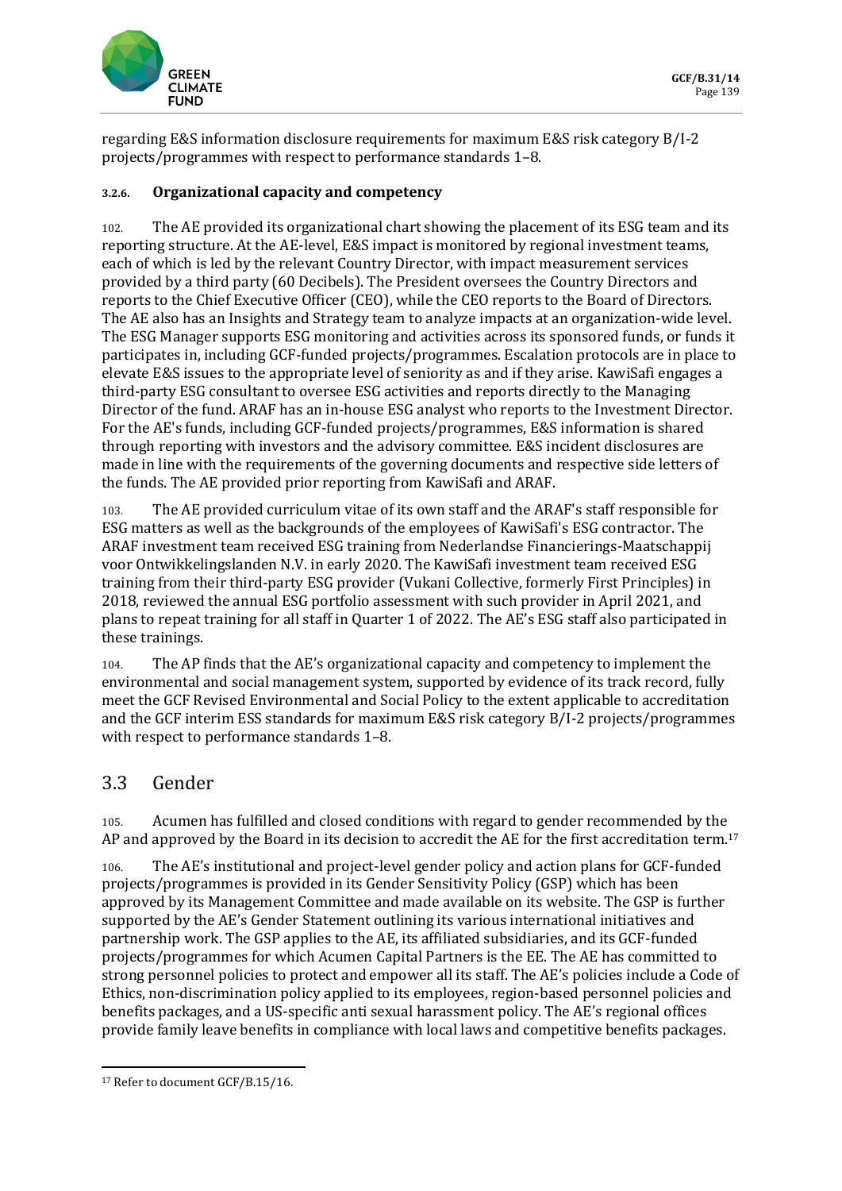regarding E&S information disclosure requirements for maximum E&S risk category B/I-2 projects/programmes with respect to performance standards 1–8.

#### 3.2.6. Organizational capacity and competency

102. The AE provided its organizational chart showing the placement of its ESG team and its reporting structure. At the AE-level, E&S impact is monitored by regional investment teams, each of which is led by the relevant Country Director, with impact measurement services provided by a third party (60 Decibels). The President oversees the Country Directors and reports to the Chief Executive Officer (CEO), while the CEO reports to the Board of Directors. The AE also has an Insights and Strategy team to analyze impacts at an organization-wide level. The ESG Manager supports ESG monitoring and activities across its sponsored funds, or funds it participates in, including GCF-funded projects/programmes. Escalation protocols are in place to elevate E&S issues to the appropriate level of seniority as and if they arise. KawiSafi engages a third-party ESG consultant to oversee ESG activities and reports directly to the Managing Director of the fund. ARAF has an in-house ESG analyst who reports to the Investment Director. For the AE's funds, including GCF-funded projects/programmes, E&S information is shared through reporting with investors and the advisory committee. E&S incident disclosures are made in line with the requirements of the governing documents and respective side letters of the funds. The AE provided prior reporting from KawiSafi and ARAF.

103. The AE provided curriculum vitae of its own staff and the ARAF's staff responsible for ESG matters as well as the backgrounds of the employees of KawiSafi's ESG contractor. The ARAF investment team received ESG training from Nederlandse Financierings-Maatschappij voor Ontwikkelingslanden N.V. in early 2020. The KawiSafi investment team received ESG training from their third-party ESG provider (Vukani Collective, formerly First Principles) in 2018, reviewed the annual ESG portfolio assessment with such provider in April 2021, and plans to repeat training for all staff in Quarter 1 of 2022. The AE's ESG staff also participated in these trainings.

104. The AP finds that the AE's organizational capacity and competency to implement the environmental and social management system, supported by evidence of its track record, fully meet the GCF Revised Environmental and Social Policy to the extent applicable to accreditation and the GCF interim ESS standards for maximum E&S risk category B/I-2 projects/programmes with respect to performance standards 1–8.

## 3.3 Gender

105. Acumen has fulfilled and closed conditions with regard to gender recommended by the AP and approved by the Board in its decision to accredit the AE for the first accreditation term.[17]

106. The AE's institutional and project-level gender policy and action plans for GCF-funded projects/programmes is provided in its Gender Sensitivity Policy (GSP) which has been approved by its Management Committee and made available on its website. The GSP is further supported by the AE's Gender Statement outlining its various international initiatives and partnership work. The GSP applies to the AE, its affiliated subsidiaries, and its GCF-funded projects/programmes for which Acumen Capital Partners is the EE. The AE has committed to strong personnel policies to protect and empower all its staff. The AE's policies include a Code of Ethics, non-discrimination policy applied to its employees, region-based personnel policies and benefits packages, and a US-specific anti sexual harassment policy. The AE's regional offices provide family leave benefits in compliance with local laws and competitive benefits packages.

[17] Refer to document GCF/B.15/16.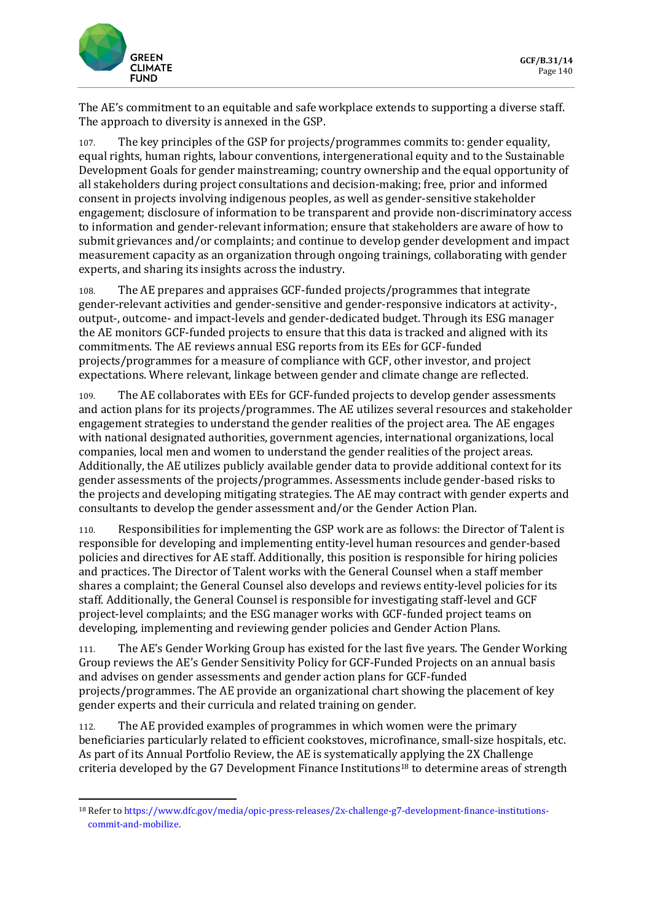The AE's commitment to an equitable and safe workplace extends to supporting a diverse staff. The approach to diversity is annexed in the GSP.

107. The key principles of the GSP for projects/programmes commits to: gender equality, equal rights, human rights, labour conventions, intergenerational equity and to the Sustainable Development Goals for gender mainstreaming; country ownership and the equal opportunity of all stakeholders during project consultations and decision-making; free, prior and informed consent in projects involving indigenous peoples, as well as gender-sensitive stakeholder engagement; disclosure of information to be transparent and provide non-discriminatory access to information and gender-relevant information; ensure that stakeholders are aware of how to submit grievances and/or complaints; and continue to develop gender development and impact measurement capacity as an organization through ongoing trainings, collaborating with gender experts, and sharing its insights across the industry.

108. The AE prepares and appraises GCF-funded projects/programmes that integrate gender-relevant activities and gender-sensitive and gender-responsive indicators at activity-, output-, outcome- and impact-levels and gender-dedicated budget. Through its ESG manager the AE monitors GCF-funded projects to ensure that this data is tracked and aligned with its commitments. The AE reviews annual ESG reports from its EEs for GCF-funded projects/programmes for a measure of compliance with GCF, other investor, and project expectations. Where relevant, linkage between gender and climate change are reflected.

109. The AE collaborates with EEs for GCF-funded projects to develop gender assessments and action plans for its projects/programmes. The AE utilizes several resources and stakeholder engagement strategies to understand the gender realities of the project area. The AE engages with national designated authorities, government agencies, international organizations, local companies, local men and women to understand the gender realities of the project areas. Additionally, the AE utilizes publicly available gender data to provide additional context for its gender assessments of the projects/programmes. Assessments include gender-based risks to the projects and developing mitigating strategies. The AE may contract with gender experts and consultants to develop the gender assessment and/or the Gender Action Plan.

110. Responsibilities for implementing the GSP work are as follows: the Director of Talent is responsible for developing and implementing entity-level human resources and gender-based policies and directives for AE staff. Additionally, this position is responsible for hiring policies and practices. The Director of Talent works with the General Counsel when a staff member shares a complaint; the General Counsel also develops and reviews entity-level policies for its staff. Additionally, the General Counsel is responsible for investigating staff-level and GCF project-level complaints; and the ESG manager works with GCF-funded project teams on developing, implementing and reviewing gender policies and Gender Action Plans.

111. The AE's Gender Working Group has existed for the last five years. The Gender Working Group reviews the AE's Gender Sensitivity Policy for GCF-Funded Projects on an annual basis and advises on gender assessments and gender action plans for GCF-funded projects/programmes. The AE provide an organizational chart showing the placement of key gender experts and their curricula and related training on gender.

112. The AE provided examples of programmes in which women were the primary beneficiaries particularly related to efficient cookstoves, microfinance, small-size hospitals, etc. As part of its Annual Portfolio Review, the AE is systematically applying the 2X Challenge criteria developed by the G7 Development Finance Institutions[18] to determine areas of strength

[18] Refer to https://www.dfc.gov/media/opic-press-releases/2x-challenge-g7-development-finance-institutions-commit-and-mobilize.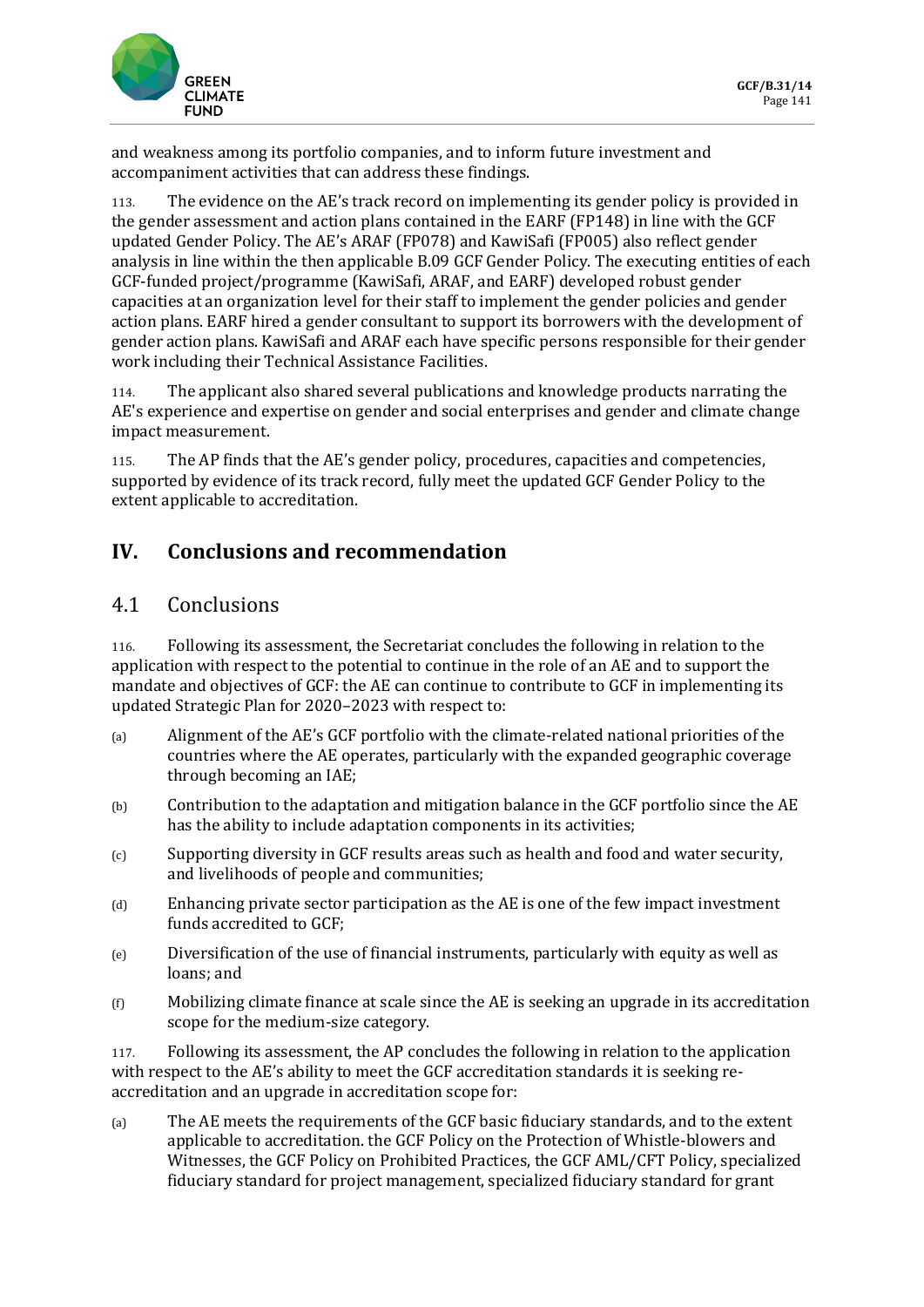and weakness among its portfolio companies, and to inform future investment and accompaniment activities that can address these findings.

113. The evidence on the AE's track record on implementing its gender policy is provided in the gender assessment and action plans contained in the EARF (FP148) in line with the GCF updated Gender Policy. The AE's ARAF (FP078) and KawiSafi (FP005) also reflect gender analysis in line within the then applicable B.09 GCF Gender Policy. The executing entities of each GCF-funded project/programme (KawiSafi, ARAF, and EARF) developed robust gender capacities at an organization level for their staff to implement the gender policies and gender action plans. EARF hired a gender consultant to support its borrowers with the development of gender action plans. KawiSafi and ARAF each have specific persons responsible for their gender work including their Technical Assistance Facilities.

114. The applicant also shared several publications and knowledge products narrating the AE's experience and expertise on gender and social enterprises and gender and climate change impact measurement.

115. The AP finds that the AE's gender policy, procedures, capacities and competencies, supported by evidence of its track record, fully meet the updated GCF Gender Policy to the extent applicable to accreditation.

# IV. Conclusions and recommendation

## 4.1 Conclusions

116. Following its assessment, the Secretariat concludes the following in relation to the application with respect to the potential to continue in the role of an AE and to support the mandate and objectives of GCF: the AE can continue to contribute to GCF in implementing its updated Strategic Plan for 2020–2023 with respect to:

(a) Alignment of the AE's GCF portfolio with the climate-related national priorities of the countries where the AE operates, particularly with the expanded geographic coverage through becoming an IAE;

(b) Contribution to the adaptation and mitigation balance in the GCF portfolio since the AE has the ability to include adaptation components in its activities;

(c) Supporting diversity in GCF results areas such as health and food and water security, and livelihoods of people and communities;

(d) Enhancing private sector participation as the AE is one of the few impact investment funds accredited to GCF;

(e) Diversification of the use of financial instruments, particularly with equity as well as loans; and

(f) Mobilizing climate finance at scale since the AE is seeking an upgrade in its accreditation scope for the medium-size category.

117. Following its assessment, the AP concludes the following in relation to the application with respect to the AE's ability to meet the GCF accreditation standards it is seeking re-accreditation and an upgrade in accreditation scope for:

(a) The AE meets the requirements of the GCF basic fiduciary standards, and to the extent applicable to accreditation. the GCF Policy on the Protection of Whistle-blowers and Witnesses, the GCF Policy on Prohibited Practices, the GCF AML/CFT Policy, specialized fiduciary standard for project management, specialized fiduciary standard for grant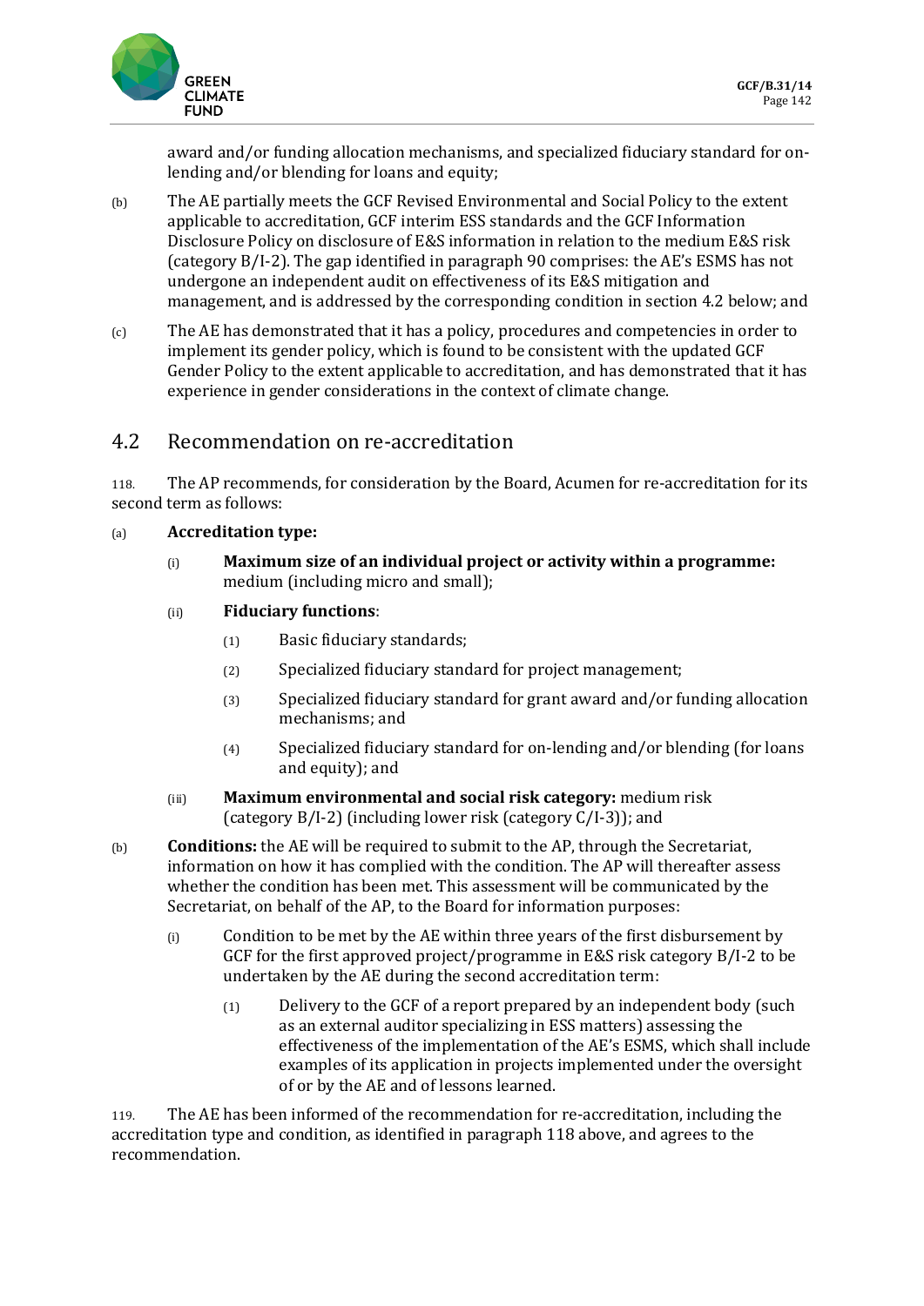award and/or funding allocation mechanisms, and specialized fiduciary standard for on-lending and/or blending for loans and equity;

(b) The AE partially meets the GCF Revised Environmental and Social Policy to the extent applicable to accreditation, GCF interim ESS standards and the GCF Information Disclosure Policy on disclosure of E&S information in relation to the medium E&S risk (category B/I-2). The gap identified in paragraph 90 comprises: the AE's ESMS has not undergone an independent audit on effectiveness of its E&S mitigation and management, and is addressed by the corresponding condition in section 4.2 below; and

(c) The AE has demonstrated that it has a policy, procedures and competencies in order to implement its gender policy, which is found to be consistent with the updated GCF Gender Policy to the extent applicable to accreditation, and has demonstrated that it has experience in gender considerations in the context of climate change.

## 4.2 Recommendation on re-accreditation

118. The AP recommends, for consideration by the Board, Acumen for re-accreditation for its second term as follows:

(a) **Accreditation type:**

   (i) **Maximum size of an individual project or activity within a programme:** medium (including micro and small);

   (ii) **Fiduciary functions**:

      (1) Basic fiduciary standards;

      (2) Specialized fiduciary standard for project management;

      (3) Specialized fiduciary standard for grant award and/or funding allocation mechanisms; and

      (4) Specialized fiduciary standard for on-lending and/or blending (for loans and equity); and

   (iii) **Maximum environmental and social risk category:** medium risk (category B/I-2) (including lower risk (category C/I-3)); and

(b) **Conditions:** the AE will be required to submit to the AP, through the Secretariat, information on how it has complied with the condition. The AP will thereafter assess whether the condition has been met. This assessment will be communicated by the Secretariat, on behalf of the AP, to the Board for information purposes:

   (i) Condition to be met by the AE within three years of the first disbursement by GCF for the first approved project/programme in E&S risk category B/I-2 to be undertaken by the AE during the second accreditation term:

      (1) Delivery to the GCF of a report prepared by an independent body (such as an external auditor specializing in ESS matters) assessing the effectiveness of the implementation of the AE's ESMS, which shall include examples of its application in projects implemented under the oversight of or by the AE and of lessons learned.

119. The AE has been informed of the recommendation for re-accreditation, including the accreditation type and condition, as identified in paragraph 118 above, and agrees to the recommendation.